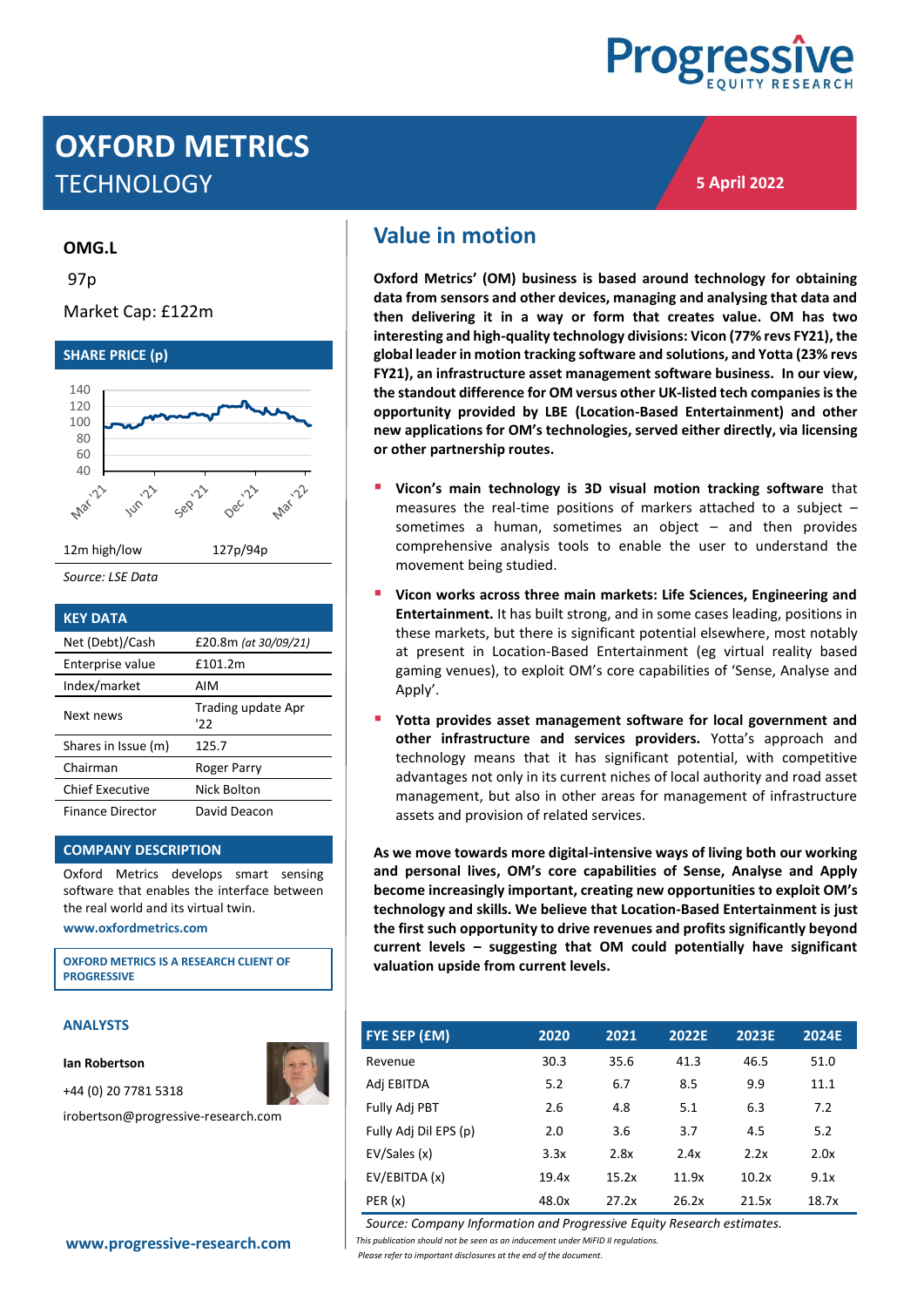Progressive EQUITY RESEARCH

# OXFORD METRICS
## TECHNOLOGY

**5 April 2022**

**OMG.L**

97p

Market Cap: £122m

### SHARE PRICE (p)

| 12m high/low | 127p/94p |
|---|---|

*Source: LSE Data*

### KEY DATA

| | |
|---|---|
| Net (Debt)/Cash | £20.8m *(at 30/09/21)* |
| Enterprise value | £101.2m |
| Index/market | AIM |
| Next news | Trading update Apr '22 |
| Shares in Issue (m) | 125.7 |
| Chairman | Roger Parry |
| Chief Executive | Nick Bolton |
| Finance Director | David Deacon |

### COMPANY DESCRIPTION

Oxford Metrics develops smart sensing software that enables the interface between the real world and its virtual twin.

**www.oxfordmetrics.com**

**OXFORD METRICS IS A RESEARCH CLIENT OF PROGRESSIVE**

### ANALYSTS

**Ian Robertson**

+44 (0) 20 7781 5318

irobertson@progressive-research.com

**www.progressive-research.com**

## Value in motion

**Oxford Metrics' (OM) business is based around technology for obtaining data from sensors and other devices, managing and analysing that data and then delivering it in a way or form that creates value. OM has two interesting and high-quality technology divisions: Vicon (77% revs FY21), the global leader in motion tracking software and solutions, and Yotta (23% revs FY21), an infrastructure asset management software business. In our view, the standout difference for OM versus other UK-listed tech companies is the opportunity provided by LBE (Location-Based Entertainment) and other new applications for OM's technologies, served either directly, via licensing or other partnership routes.**

- **Vicon's main technology is 3D visual motion tracking software** that measures the real-time positions of markers attached to a subject – sometimes a human, sometimes an object – and then provides comprehensive analysis tools to enable the user to understand the movement being studied.
- **Vicon works across three main markets: Life Sciences, Engineering and Entertainment.** It has built strong, and in some cases leading, positions in these markets, but there is significant potential elsewhere, most notably at present in Location-Based Entertainment (eg virtual reality based gaming venues), to exploit OM's core capabilities of 'Sense, Analyse and Apply'.
- **Yotta provides asset management software for local government and other infrastructure and services providers.** Yotta's approach and technology means that it has significant potential, with competitive advantages not only in its current niches of local authority and road asset management, but also in other areas for management of infrastructure assets and provision of related services.

**As we move towards more digital-intensive ways of living both our working and personal lives, OM's core capabilities of Sense, Analyse and Apply become increasingly important, creating new opportunities to exploit OM's technology and skills. We believe that Location-Based Entertainment is just the first such opportunity to drive revenues and profits significantly beyond current levels – suggesting that OM could potentially have significant valuation upside from current levels.**

| FYE SEP (£M) | 2020 | 2021 | 2022E | 2023E | 2024E |
|---|---|---|---|---|---|
| Revenue | 30.3 | 35.6 | 41.3 | 46.5 | 51.0 |
| Adj EBITDA | 5.2 | 6.7 | 8.5 | 9.9 | 11.1 |
| Fully Adj PBT | 2.6 | 4.8 | 5.1 | 6.3 | 7.2 |
| Fully Adj Dil EPS (p) | 2.0 | 3.6 | 3.7 | 4.5 | 5.2 |
| EV/Sales (x) | 3.3x | 2.8x | 2.4x | 2.2x | 2.0x |
| EV/EBITDA (x) | 19.4x | 15.2x | 11.9x | 10.2x | 9.1x |
| PER (x) | 48.0x | 27.2x | 26.2x | 21.5x | 18.7x |

*Source: Company Information and Progressive Equity Research estimates.*

*This publication should not be seen as an inducement under MiFID II regulations.*

*Please refer to important disclosures at the end of the document.*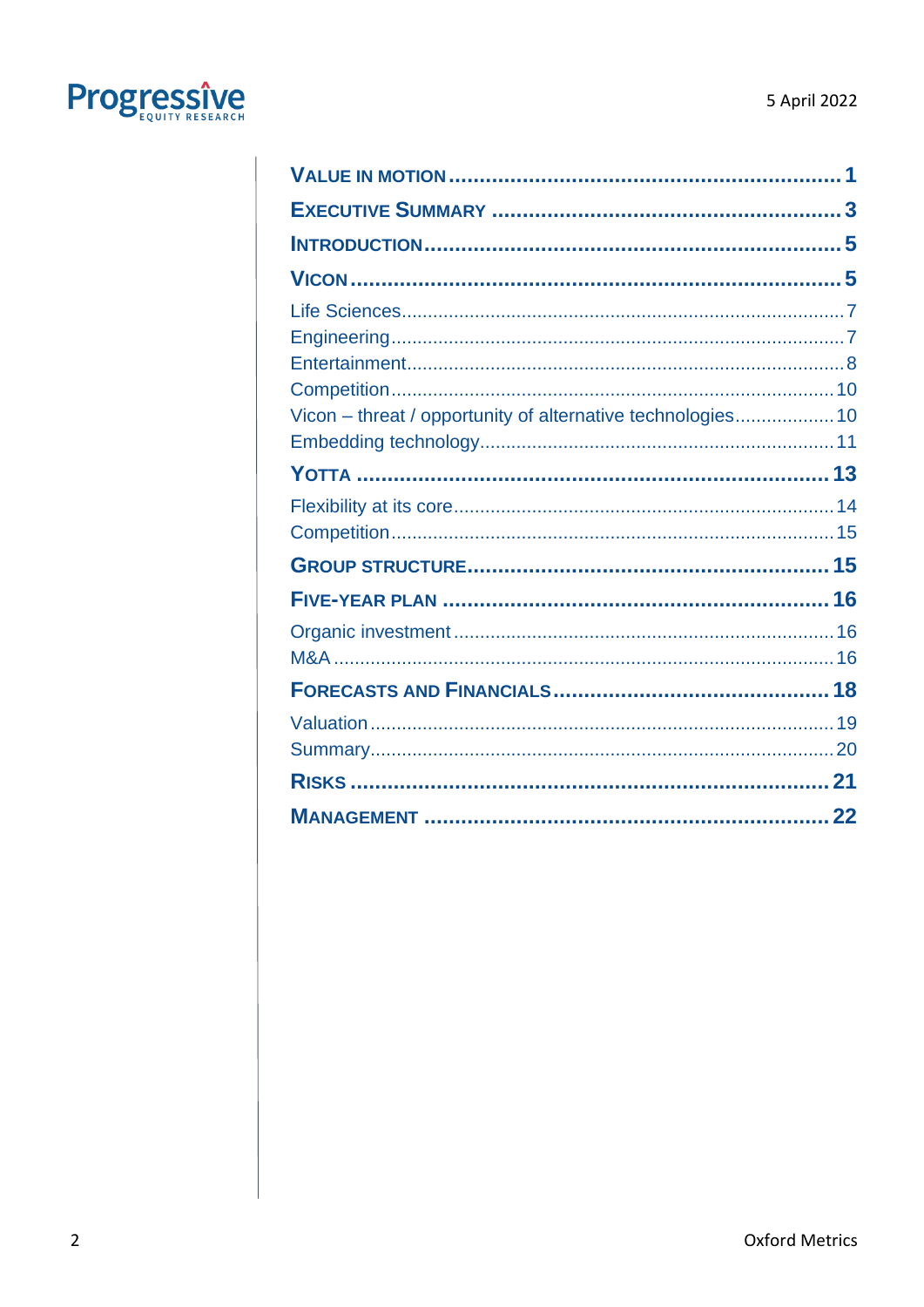- **Value in Motion** ..... 1
- **Executive Summary** ..... 3
- **Introduction** ..... 5
- **Vicon** ..... 5
  - Life Sciences ..... 7
  - Engineering ..... 7
  - Entertainment ..... 8
  - Competition ..... 10
  - Vicon – threat / opportunity of alternative technologies ..... 10
  - Embedding technology ..... 11
- **Yotta** ..... 13
  - Flexibility at its core ..... 14
  - Competition ..... 15
- **Group structure** ..... 15
- **Five-year plan** ..... 16
  - Organic investment ..... 16
  - M&A ..... 16
- **Forecasts and Financials** ..... 18
  - Valuation ..... 19
  - Summary ..... 20
- **Risks** ..... 21
- **Management** ..... 22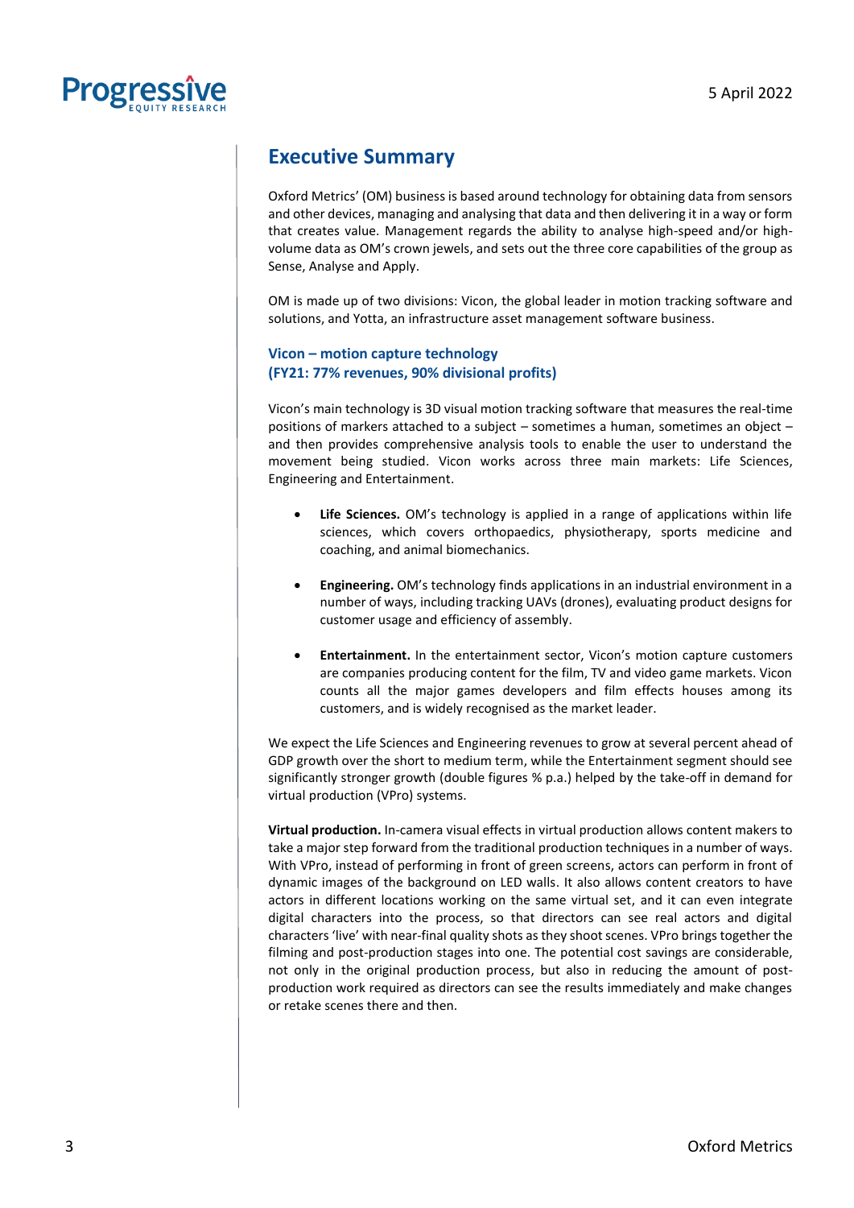## Executive Summary

Oxford Metrics' (OM) business is based around technology for obtaining data from sensors and other devices, managing and analysing that data and then delivering it in a way or form that creates value. Management regards the ability to analyse high-speed and/or high-volume data as OM's crown jewels, and sets out the three core capabilities of the group as Sense, Analyse and Apply.

OM is made up of two divisions: Vicon, the global leader in motion tracking software and solutions, and Yotta, an infrastructure asset management software business.

### Vicon – motion capture technology (FY21: 77% revenues, 90% divisional profits)

Vicon's main technology is 3D visual motion tracking software that measures the real-time positions of markers attached to a subject – sometimes a human, sometimes an object – and then provides comprehensive analysis tools to enable the user to understand the movement being studied. Vicon works across three main markets: Life Sciences, Engineering and Entertainment.

- **Life Sciences.** OM's technology is applied in a range of applications within life sciences, which covers orthopaedics, physiotherapy, sports medicine and coaching, and animal biomechanics.
- **Engineering.** OM's technology finds applications in an industrial environment in a number of ways, including tracking UAVs (drones), evaluating product designs for customer usage and efficiency of assembly.
- **Entertainment.** In the entertainment sector, Vicon's motion capture customers are companies producing content for the film, TV and video game markets. Vicon counts all the major games developers and film effects houses among its customers, and is widely recognised as the market leader.

We expect the Life Sciences and Engineering revenues to grow at several percent ahead of GDP growth over the short to medium term, while the Entertainment segment should see significantly stronger growth (double figures % p.a.) helped by the take-off in demand for virtual production (VPro) systems.

**Virtual production.** In-camera visual effects in virtual production allows content makers to take a major step forward from the traditional production techniques in a number of ways. With VPro, instead of performing in front of green screens, actors can perform in front of dynamic images of the background on LED walls. It also allows content creators to have actors in different locations working on the same virtual set, and it can even integrate digital characters into the process, so that directors can see real actors and digital characters 'live' with near-final quality shots as they shoot scenes. VPro brings together the filming and post-production stages into one. The potential cost savings are considerable, not only in the original production process, but also in reducing the amount of post-production work required as directors can see the results immediately and make changes or retake scenes there and then.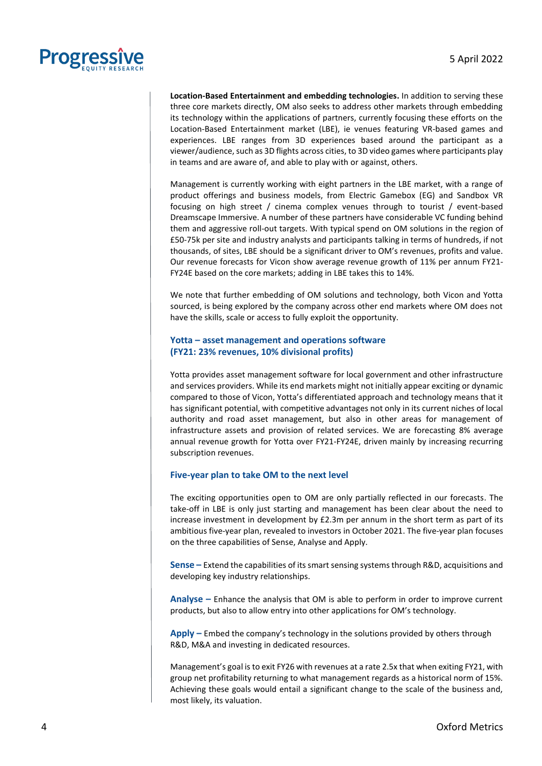**Location-Based Entertainment and embedding technologies.** In addition to serving these three core markets directly, OM also seeks to address other markets through embedding its technology within the applications of partners, currently focusing these efforts on the Location-Based Entertainment market (LBE), ie venues featuring VR-based games and experiences. LBE ranges from 3D experiences based around the participant as a viewer/audience, such as 3D flights across cities, to 3D video games where participants play in teams and are aware of, and able to play with or against, others.

Management is currently working with eight partners in the LBE market, with a range of product offerings and business models, from Electric Gamebox (EG) and Sandbox VR focusing on high street / cinema complex venues through to tourist / event-based Dreamscape Immersive. A number of these partners have considerable VC funding behind them and aggressive roll-out targets. With typical spend on OM solutions in the region of £50-75k per site and industry analysts and participants talking in terms of hundreds, if not thousands, of sites, LBE should be a significant driver to OM's revenues, profits and value. Our revenue forecasts for Vicon show average revenue growth of 11% per annum FY21-FY24E based on the core markets; adding in LBE takes this to 14%.

We note that further embedding of OM solutions and technology, both Vicon and Yotta sourced, is being explored by the company across other end markets where OM does not have the skills, scale or access to fully exploit the opportunity.

## Yotta – asset management and operations software (FY21: 23% revenues, 10% divisional profits)

Yotta provides asset management software for local government and other infrastructure and services providers. While its end markets might not initially appear exciting or dynamic compared to those of Vicon, Yotta's differentiated approach and technology means that it has significant potential, with competitive advantages not only in its current niches of local authority and road asset management, but also in other areas for management of infrastructure assets and provision of related services. We are forecasting 8% average annual revenue growth for Yotta over FY21-FY24E, driven mainly by increasing recurring subscription revenues.

## Five-year plan to take OM to the next level

The exciting opportunities open to OM are only partially reflected in our forecasts. The take-off in LBE is only just starting and management has been clear about the need to increase investment in development by £2.3m per annum in the short term as part of its ambitious five-year plan, revealed to investors in October 2021. The five-year plan focuses on the three capabilities of Sense, Analyse and Apply.

**Sense –** Extend the capabilities of its smart sensing systems through R&D, acquisitions and developing key industry relationships.

**Analyse –** Enhance the analysis that OM is able to perform in order to improve current products, but also to allow entry into other applications for OM's technology.

**Apply –** Embed the company's technology in the solutions provided by others through R&D, M&A and investing in dedicated resources.

Management's goal is to exit FY26 with revenues at a rate 2.5x that when exiting FY21, with group net profitability returning to what management regards as a historical norm of 15%. Achieving these goals would entail a significant change to the scale of the business and, most likely, its valuation.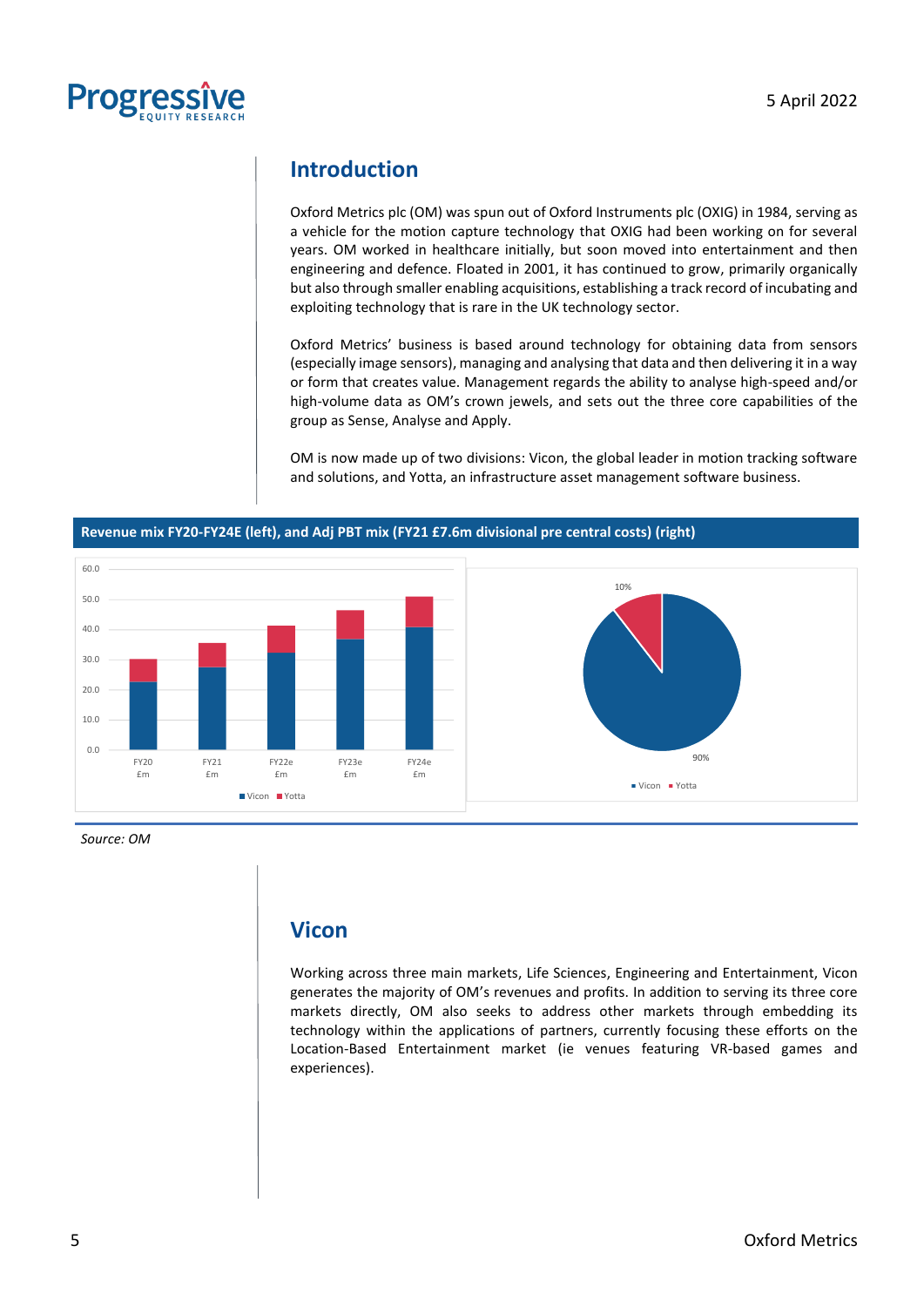## Introduction

Oxford Metrics plc (OM) was spun out of Oxford Instruments plc (OXIG) in 1984, serving as a vehicle for the motion capture technology that OXIG had been working on for several years. OM worked in healthcare initially, but soon moved into entertainment and then engineering and defence. Floated in 2001, it has continued to grow, primarily organically but also through smaller enabling acquisitions, establishing a track record of incubating and exploiting technology that is rare in the UK technology sector.

Oxford Metrics' business is based around technology for obtaining data from sensors (especially image sensors), managing and analysing that data and then delivering it in a way or form that creates value. Management regards the ability to analyse high-speed and/or high-volume data as OM's crown jewels, and sets out the three core capabilities of the group as Sense, Analyse and Apply.

OM is now made up of two divisions: Vicon, the global leader in motion tracking software and solutions, and Yotta, an infrastructure asset management software business.

**Revenue mix FY20-FY24E (left), and Adj PBT mix (FY21 £7.6m divisional pre central costs) (right)**

*Source: OM*

## Vicon

Working across three main markets, Life Sciences, Engineering and Entertainment, Vicon generates the majority of OM's revenues and profits. In addition to serving its three core markets directly, OM also seeks to address other markets through embedding its technology within the applications of partners, currently focusing these efforts on the Location-Based Entertainment market (ie venues featuring VR-based games and experiences).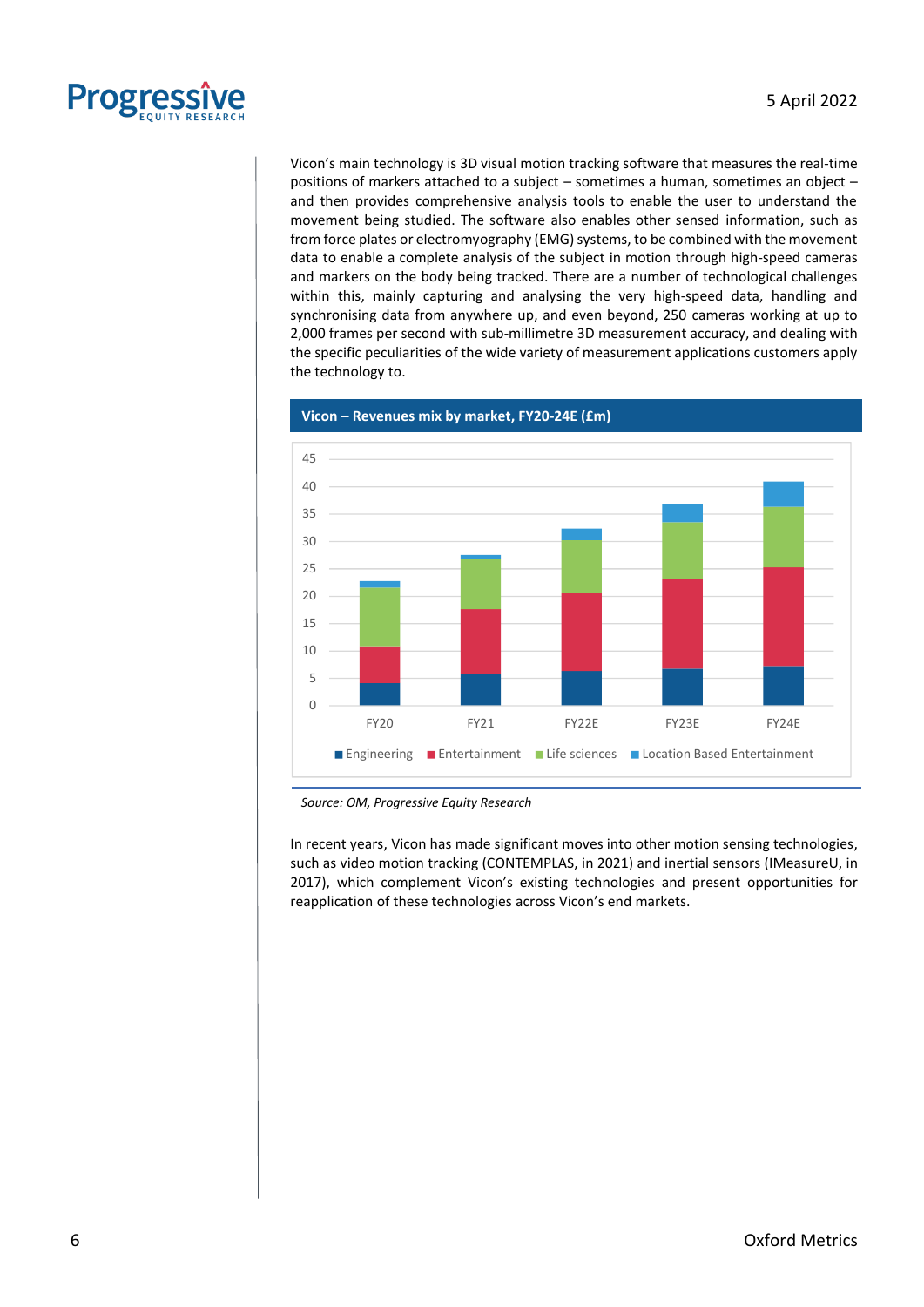Vicon's main technology is 3D visual motion tracking software that measures the real-time positions of markers attached to a subject – sometimes a human, sometimes an object – and then provides comprehensive analysis tools to enable the user to understand the movement being studied. The software also enables other sensed information, such as from force plates or electromyography (EMG) systems, to be combined with the movement data to enable a complete analysis of the subject in motion through high-speed cameras and markers on the body being tracked. There are a number of technological challenges within this, mainly capturing and analysing the very high-speed data, handling and synchronising data from anywhere up, and even beyond, 250 cameras working at up to 2,000 frames per second with sub-millimetre 3D measurement accuracy, and dealing with the specific peculiarities of the wide variety of measurement applications customers apply the technology to.

**Vicon – Revenues mix by market, FY20-24E (£m)**

*Source: OM, Progressive Equity Research*

In recent years, Vicon has made significant moves into other motion sensing technologies, such as video motion tracking (CONTEMPLAS, in 2021) and inertial sensors (IMeasureU, in 2017), which complement Vicon's existing technologies and present opportunities for reapplication of these technologies across Vicon's end markets.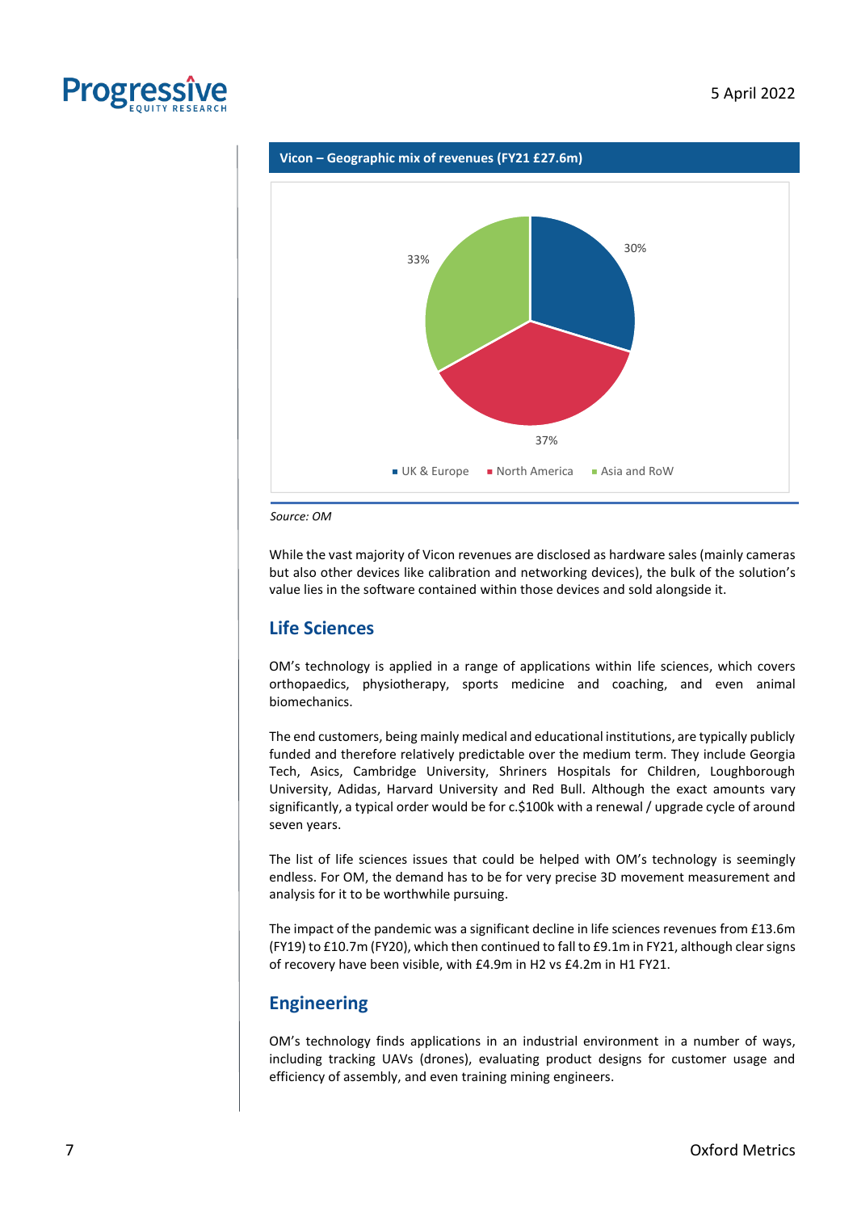**Vicon – Geographic mix of revenues (FY21 £27.6m)**

| Region | Share |
|---|---|
| UK & Europe | 30% |
| North America | 37% |
| Asia and RoW | 33% |

*Source: OM*

While the vast majority of Vicon revenues are disclosed as hardware sales (mainly cameras but also other devices like calibration and networking devices), the bulk of the solution's value lies in the software contained within those devices and sold alongside it.

## Life Sciences

OM's technology is applied in a range of applications within life sciences, which covers orthopaedics, physiotherapy, sports medicine and coaching, and even animal biomechanics.

The end customers, being mainly medical and educational institutions, are typically publicly funded and therefore relatively predictable over the medium term. They include Georgia Tech, Asics, Cambridge University, Shriners Hospitals for Children, Loughborough University, Adidas, Harvard University and Red Bull. Although the exact amounts vary significantly, a typical order would be for c.$100k with a renewal / upgrade cycle of around seven years.

The list of life sciences issues that could be helped with OM's technology is seemingly endless. For OM, the demand has to be for very precise 3D movement measurement and analysis for it to be worthwhile pursuing.

The impact of the pandemic was a significant decline in life sciences revenues from £13.6m (FY19) to £10.7m (FY20), which then continued to fall to £9.1m in FY21, although clear signs of recovery have been visible, with £4.9m in H2 vs £4.2m in H1 FY21.

## Engineering

OM's technology finds applications in an industrial environment in a number of ways, including tracking UAVs (drones), evaluating product designs for customer usage and efficiency of assembly, and even training mining engineers.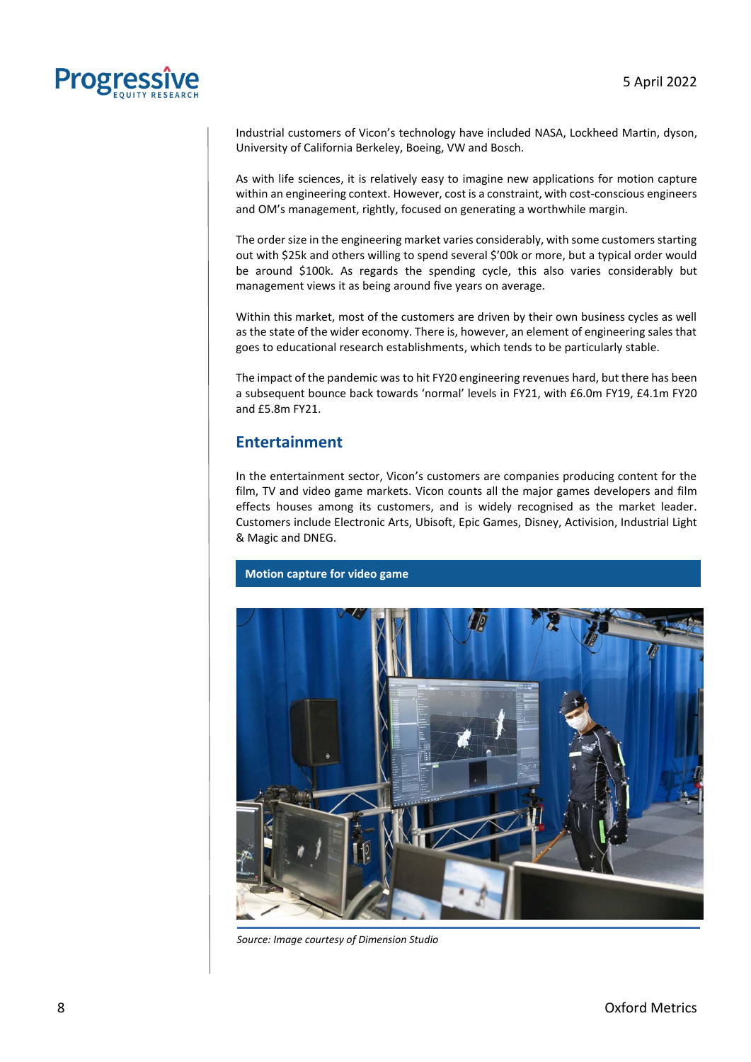Industrial customers of Vicon's technology have included NASA, Lockheed Martin, dyson, University of California Berkeley, Boeing, VW and Bosch.

As with life sciences, it is relatively easy to imagine new applications for motion capture within an engineering context. However, cost is a constraint, with cost-conscious engineers and OM's management, rightly, focused on generating a worthwhile margin.

The order size in the engineering market varies considerably, with some customers starting out with $25k and others willing to spend several $'00k or more, but a typical order would be around $100k. As regards the spending cycle, this also varies considerably but management views it as being around five years on average.

Within this market, most of the customers are driven by their own business cycles as well as the state of the wider economy. There is, however, an element of engineering sales that goes to educational research establishments, which tends to be particularly stable.

The impact of the pandemic was to hit FY20 engineering revenues hard, but there has been a subsequent bounce back towards 'normal' levels in FY21, with £6.0m FY19, £4.1m FY20 and £5.8m FY21.

## Entertainment

In the entertainment sector, Vicon's customers are companies producing content for the film, TV and video game markets. Vicon counts all the major games developers and film effects houses among its customers, and is widely recognised as the market leader. Customers include Electronic Arts, Ubisoft, Epic Games, Disney, Activision, Industrial Light & Magic and DNEG.

**Motion capture for video game**

*Source: Image courtesy of Dimension Studio*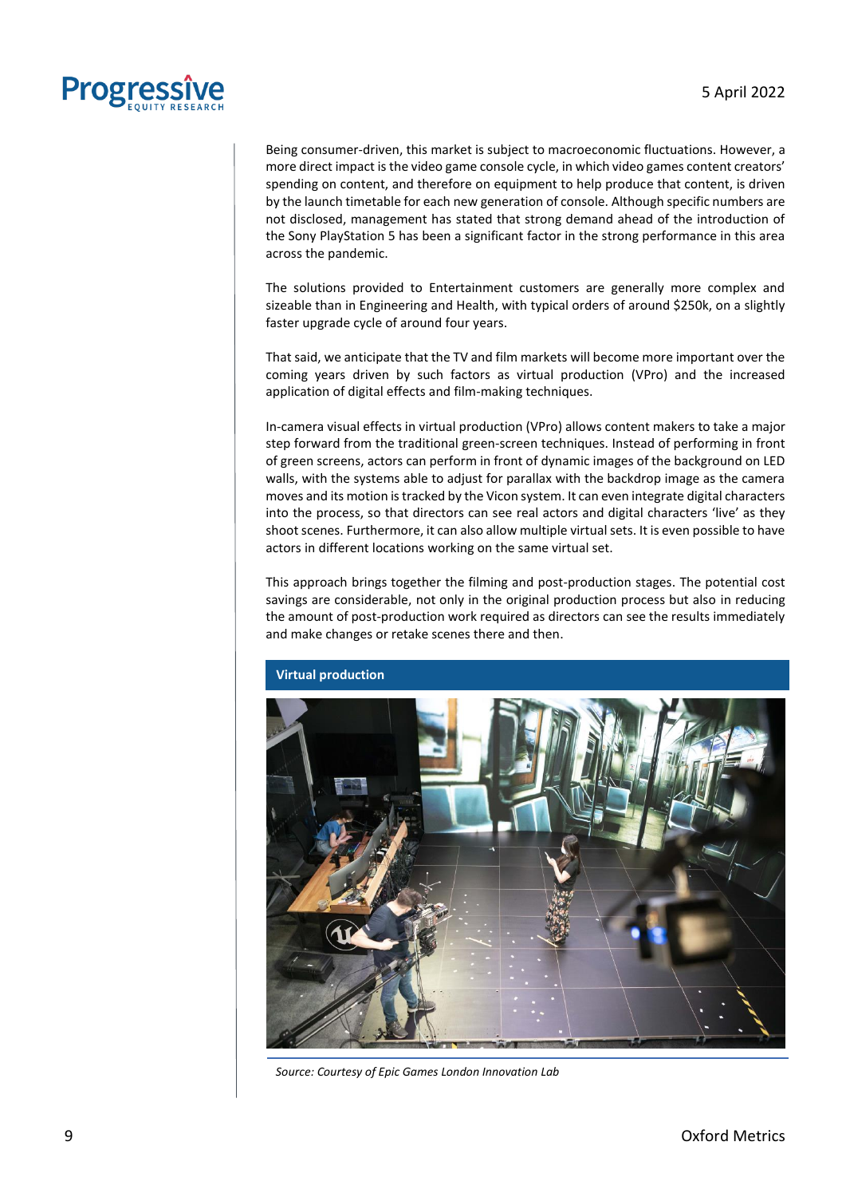Being consumer-driven, this market is subject to macroeconomic fluctuations. However, a more direct impact is the video game console cycle, in which video games content creators' spending on content, and therefore on equipment to help produce that content, is driven by the launch timetable for each new generation of console. Although specific numbers are not disclosed, management has stated that strong demand ahead of the introduction of the Sony PlayStation 5 has been a significant factor in the strong performance in this area across the pandemic.

The solutions provided to Entertainment customers are generally more complex and sizeable than in Engineering and Health, with typical orders of around $250k, on a slightly faster upgrade cycle of around four years.

That said, we anticipate that the TV and film markets will become more important over the coming years driven by such factors as virtual production (VPro) and the increased application of digital effects and film-making techniques.

In-camera visual effects in virtual production (VPro) allows content makers to take a major step forward from the traditional green-screen techniques. Instead of performing in front of green screens, actors can perform in front of dynamic images of the background on LED walls, with the systems able to adjust for parallax with the backdrop image as the camera moves and its motion is tracked by the Vicon system. It can even integrate digital characters into the process, so that directors can see real actors and digital characters 'live' as they shoot scenes. Furthermore, it can also allow multiple virtual sets. It is even possible to have actors in different locations working on the same virtual set.

This approach brings together the filming and post-production stages. The potential cost savings are considerable, not only in the original production process but also in reducing the amount of post-production work required as directors can see the results immediately and make changes or retake scenes there and then.

**Virtual production**

*Source: Courtesy of Epic Games London Innovation Lab*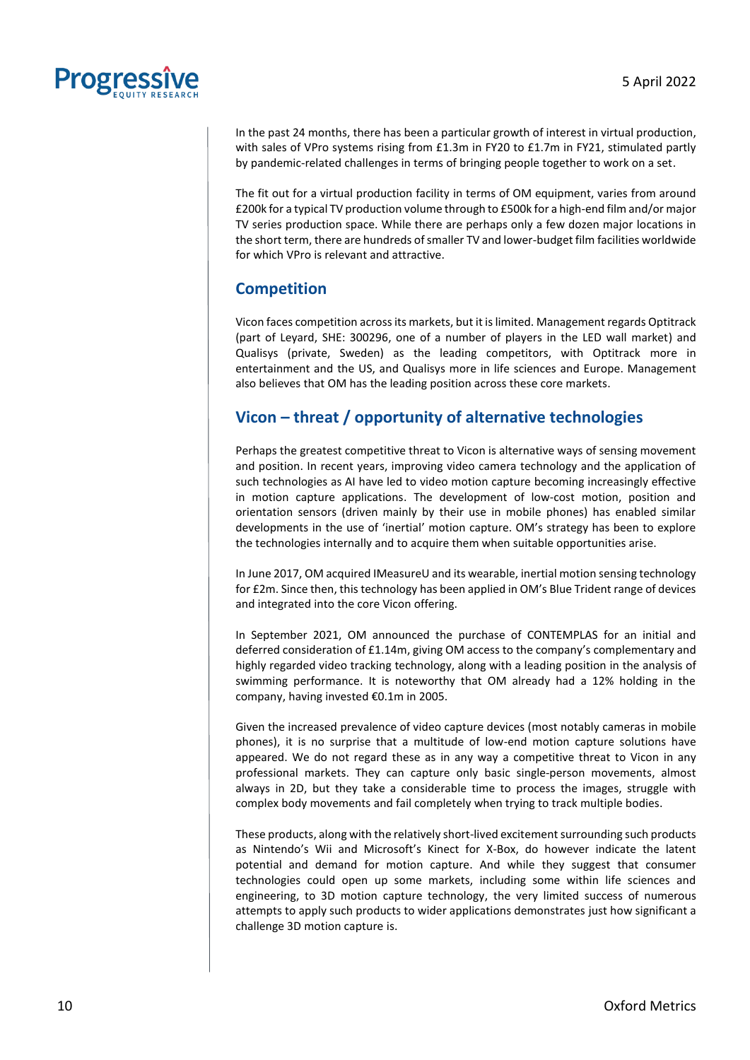In the past 24 months, there has been a particular growth of interest in virtual production, with sales of VPro systems rising from £1.3m in FY20 to £1.7m in FY21, stimulated partly by pandemic-related challenges in terms of bringing people together to work on a set.

The fit out for a virtual production facility in terms of OM equipment, varies from around £200k for a typical TV production volume through to £500k for a high-end film and/or major TV series production space. While there are perhaps only a few dozen major locations in the short term, there are hundreds of smaller TV and lower-budget film facilities worldwide for which VPro is relevant and attractive.

## Competition

Vicon faces competition across its markets, but it is limited. Management regards Optitrack (part of Leyard, SHE: 300296, one of a number of players in the LED wall market) and Qualisys (private, Sweden) as the leading competitors, with Optitrack more in entertainment and the US, and Qualisys more in life sciences and Europe. Management also believes that OM has the leading position across these core markets.

## Vicon – threat / opportunity of alternative technologies

Perhaps the greatest competitive threat to Vicon is alternative ways of sensing movement and position. In recent years, improving video camera technology and the application of such technologies as AI have led to video motion capture becoming increasingly effective in motion capture applications. The development of low-cost motion, position and orientation sensors (driven mainly by their use in mobile phones) has enabled similar developments in the use of 'inertial' motion capture. OM's strategy has been to explore the technologies internally and to acquire them when suitable opportunities arise.

In June 2017, OM acquired IMeasureU and its wearable, inertial motion sensing technology for £2m. Since then, this technology has been applied in OM's Blue Trident range of devices and integrated into the core Vicon offering.

In September 2021, OM announced the purchase of CONTEMPLAS for an initial and deferred consideration of £1.14m, giving OM access to the company's complementary and highly regarded video tracking technology, along with a leading position in the analysis of swimming performance. It is noteworthy that OM already had a 12% holding in the company, having invested €0.1m in 2005.

Given the increased prevalence of video capture devices (most notably cameras in mobile phones), it is no surprise that a multitude of low-end motion capture solutions have appeared. We do not regard these as in any way a competitive threat to Vicon in any professional markets. They can capture only basic single-person movements, almost always in 2D, but they take a considerable time to process the images, struggle with complex body movements and fail completely when trying to track multiple bodies.

These products, along with the relatively short-lived excitement surrounding such products as Nintendo's Wii and Microsoft's Kinect for X-Box, do however indicate the latent potential and demand for motion capture. And while they suggest that consumer technologies could open up some markets, including some within life sciences and engineering, to 3D motion capture technology, the very limited success of numerous attempts to apply such products to wider applications demonstrates just how significant a challenge 3D motion capture is.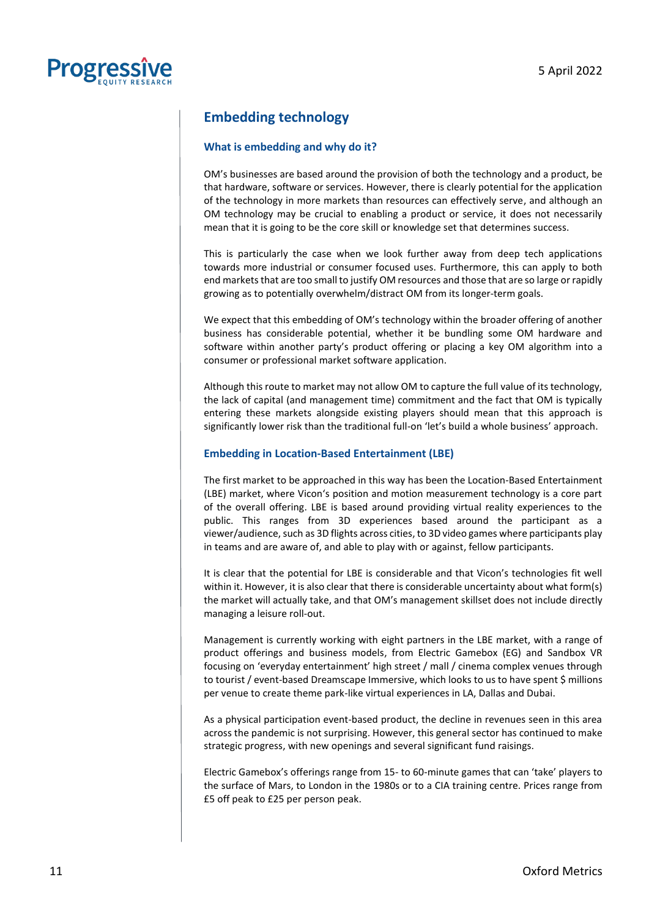## Embedding technology

### What is embedding and why do it?

OM's businesses are based around the provision of both the technology and a product, be that hardware, software or services. However, there is clearly potential for the application of the technology in more markets than resources can effectively serve, and although an OM technology may be crucial to enabling a product or service, it does not necessarily mean that it is going to be the core skill or knowledge set that determines success.

This is particularly the case when we look further away from deep tech applications towards more industrial or consumer focused uses. Furthermore, this can apply to both end markets that are too small to justify OM resources and those that are so large or rapidly growing as to potentially overwhelm/distract OM from its longer-term goals.

We expect that this embedding of OM's technology within the broader offering of another business has considerable potential, whether it be bundling some OM hardware and software within another party's product offering or placing a key OM algorithm into a consumer or professional market software application.

Although this route to market may not allow OM to capture the full value of its technology, the lack of capital (and management time) commitment and the fact that OM is typically entering these markets alongside existing players should mean that this approach is significantly lower risk than the traditional full-on 'let's build a whole business' approach.

### Embedding in Location-Based Entertainment (LBE)

The first market to be approached in this way has been the Location-Based Entertainment (LBE) market, where Vicon's position and motion measurement technology is a core part of the overall offering. LBE is based around providing virtual reality experiences to the public. This ranges from 3D experiences based around the participant as a viewer/audience, such as 3D flights across cities, to 3D video games where participants play in teams and are aware of, and able to play with or against, fellow participants.

It is clear that the potential for LBE is considerable and that Vicon's technologies fit well within it. However, it is also clear that there is considerable uncertainty about what form(s) the market will actually take, and that OM's management skillset does not include directly managing a leisure roll-out.

Management is currently working with eight partners in the LBE market, with a range of product offerings and business models, from Electric Gamebox (EG) and Sandbox VR focusing on 'everyday entertainment' high street / mall / cinema complex venues through to tourist / event-based Dreamscape Immersive, which looks to us to have spent $ millions per venue to create theme park-like virtual experiences in LA, Dallas and Dubai.

As a physical participation event-based product, the decline in revenues seen in this area across the pandemic is not surprising. However, this general sector has continued to make strategic progress, with new openings and several significant fund raisings.

Electric Gamebox's offerings range from 15- to 60-minute games that can 'take' players to the surface of Mars, to London in the 1980s or to a CIA training centre. Prices range from £5 off peak to £25 per person peak.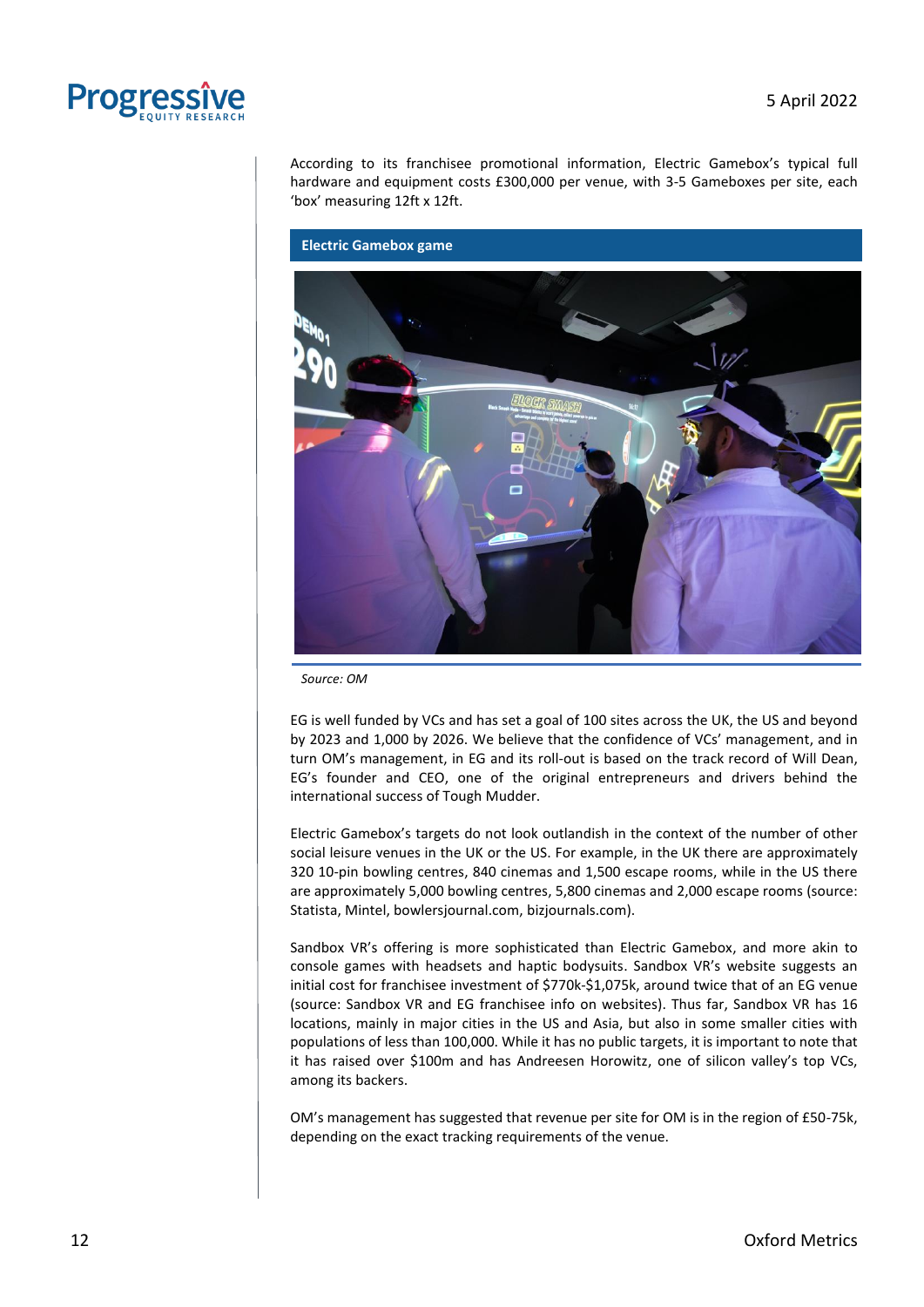According to its franchisee promotional information, Electric Gamebox's typical full hardware and equipment costs £300,000 per venue, with 3-5 Gameboxes per site, each 'box' measuring 12ft x 12ft.

**Electric Gamebox game**

*Source: OM*

EG is well funded by VCs and has set a goal of 100 sites across the UK, the US and beyond by 2023 and 1,000 by 2026. We believe that the confidence of VCs' management, and in turn OM's management, in EG and its roll-out is based on the track record of Will Dean, EG's founder and CEO, one of the original entrepreneurs and drivers behind the international success of Tough Mudder.

Electric Gamebox's targets do not look outlandish in the context of the number of other social leisure venues in the UK or the US. For example, in the UK there are approximately 320 10-pin bowling centres, 840 cinemas and 1,500 escape rooms, while in the US there are approximately 5,000 bowling centres, 5,800 cinemas and 2,000 escape rooms (source: Statista, Mintel, bowlersjournal.com, bizjournals.com).

Sandbox VR's offering is more sophisticated than Electric Gamebox, and more akin to console games with headsets and haptic bodysuits. Sandbox VR's website suggests an initial cost for franchisee investment of $770k-$1,075k, around twice that of an EG venue (source: Sandbox VR and EG franchisee info on websites). Thus far, Sandbox VR has 16 locations, mainly in major cities in the US and Asia, but also in some smaller cities with populations of less than 100,000. While it has no public targets, it is important to note that it has raised over $100m and has Andreesen Horowitz, one of silicon valley's top VCs, among its backers.

OM's management has suggested that revenue per site for OM is in the region of £50-75k, depending on the exact tracking requirements of the venue.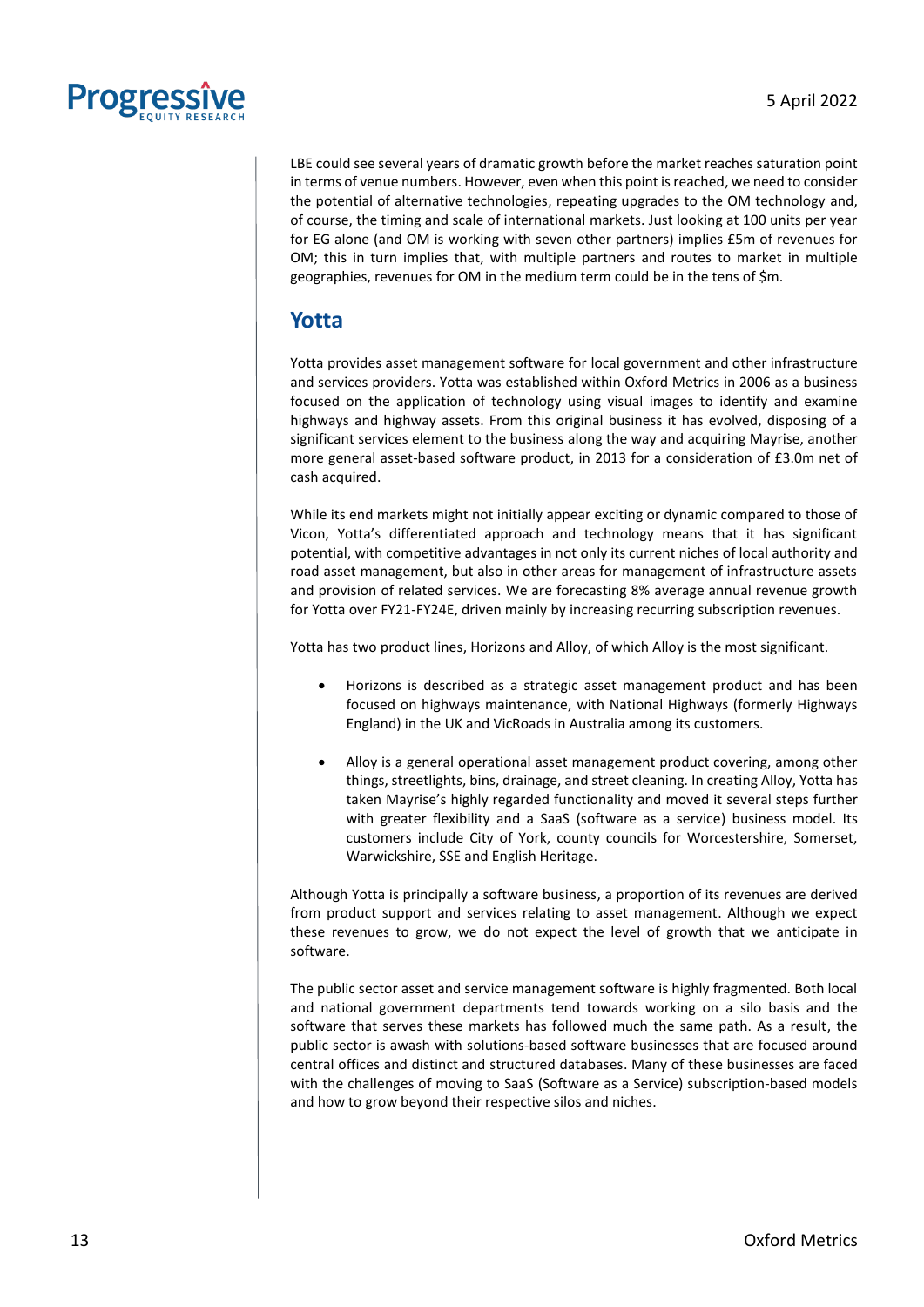LBE could see several years of dramatic growth before the market reaches saturation point in terms of venue numbers. However, even when this point is reached, we need to consider the potential of alternative technologies, repeating upgrades to the OM technology and, of course, the timing and scale of international markets. Just looking at 100 units per year for EG alone (and OM is working with seven other partners) implies £5m of revenues for OM; this in turn implies that, with multiple partners and routes to market in multiple geographies, revenues for OM in the medium term could be in the tens of $m.

## Yotta

Yotta provides asset management software for local government and other infrastructure and services providers. Yotta was established within Oxford Metrics in 2006 as a business focused on the application of technology using visual images to identify and examine highways and highway assets. From this original business it has evolved, disposing of a significant services element to the business along the way and acquiring Mayrise, another more general asset-based software product, in 2013 for a consideration of £3.0m net of cash acquired.

While its end markets might not initially appear exciting or dynamic compared to those of Vicon, Yotta's differentiated approach and technology means that it has significant potential, with competitive advantages in not only its current niches of local authority and road asset management, but also in other areas for management of infrastructure assets and provision of related services. We are forecasting 8% average annual revenue growth for Yotta over FY21-FY24E, driven mainly by increasing recurring subscription revenues.

Yotta has two product lines, Horizons and Alloy, of which Alloy is the most significant.

- Horizons is described as a strategic asset management product and has been focused on highways maintenance, with National Highways (formerly Highways England) in the UK and VicRoads in Australia among its customers.

- Alloy is a general operational asset management product covering, among other things, streetlights, bins, drainage, and street cleaning. In creating Alloy, Yotta has taken Mayrise's highly regarded functionality and moved it several steps further with greater flexibility and a SaaS (software as a service) business model. Its customers include City of York, county councils for Worcestershire, Somerset, Warwickshire, SSE and English Heritage.

Although Yotta is principally a software business, a proportion of its revenues are derived from product support and services relating to asset management. Although we expect these revenues to grow, we do not expect the level of growth that we anticipate in software.

The public sector asset and service management software is highly fragmented. Both local and national government departments tend towards working on a silo basis and the software that serves these markets has followed much the same path. As a result, the public sector is awash with solutions-based software businesses that are focused around central offices and distinct and structured databases. Many of these businesses are faced with the challenges of moving to SaaS (Software as a Service) subscription-based models and how to grow beyond their respective silos and niches.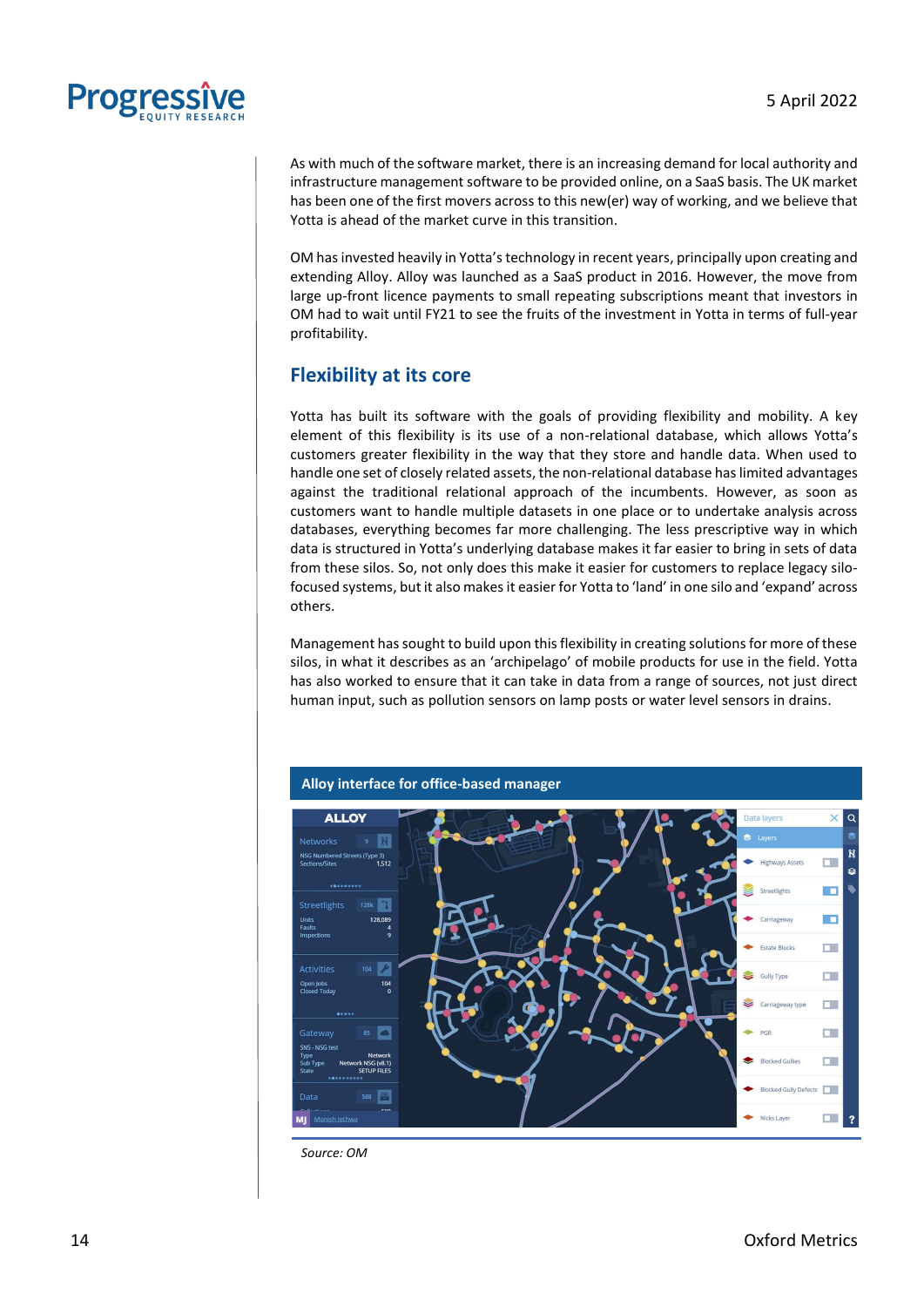As with much of the software market, there is an increasing demand for local authority and infrastructure management software to be provided online, on a SaaS basis. The UK market has been one of the first movers across to this new(er) way of working, and we believe that Yotta is ahead of the market curve in this transition.

OM has invested heavily in Yotta's technology in recent years, principally upon creating and extending Alloy. Alloy was launched as a SaaS product in 2016. However, the move from large up-front licence payments to small repeating subscriptions meant that investors in OM had to wait until FY21 to see the fruits of the investment in Yotta in terms of full-year profitability.

## Flexibility at its core

Yotta has built its software with the goals of providing flexibility and mobility. A key element of this flexibility is its use of a non-relational database, which allows Yotta's customers greater flexibility in the way that they store and handle data. When used to handle one set of closely related assets, the non-relational database has limited advantages against the traditional relational approach of the incumbents. However, as soon as customers want to handle multiple datasets in one place or to undertake analysis across databases, everything becomes far more challenging. The less prescriptive way in which data is structured in Yotta's underlying database makes it far easier to bring in sets of data from these silos. So, not only does this make it easier for customers to replace legacy silo-focused systems, but it also makes it easier for Yotta to 'land' in one silo and 'expand' across others.

Management has sought to build upon this flexibility in creating solutions for more of these silos, in what it describes as an 'archipelago' of mobile products for use in the field. Yotta has also worked to ensure that it can take in data from a range of sources, not just direct human input, such as pollution sensors on lamp posts or water level sensors in drains.

**Alloy interface for office-based manager**

*Source: OM*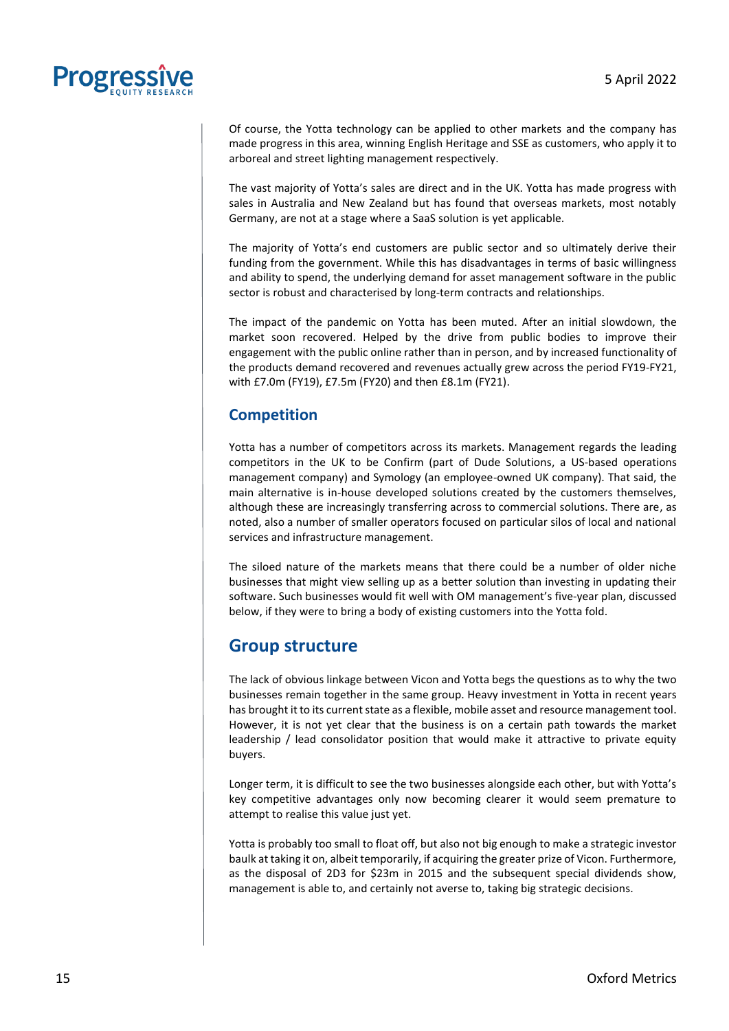Of course, the Yotta technology can be applied to other markets and the company has made progress in this area, winning English Heritage and SSE as customers, who apply it to arboreal and street lighting management respectively.

The vast majority of Yotta's sales are direct and in the UK. Yotta has made progress with sales in Australia and New Zealand but has found that overseas markets, most notably Germany, are not at a stage where a SaaS solution is yet applicable.

The majority of Yotta's end customers are public sector and so ultimately derive their funding from the government. While this has disadvantages in terms of basic willingness and ability to spend, the underlying demand for asset management software in the public sector is robust and characterised by long-term contracts and relationships.

The impact of the pandemic on Yotta has been muted. After an initial slowdown, the market soon recovered. Helped by the drive from public bodies to improve their engagement with the public online rather than in person, and by increased functionality of the products demand recovered and revenues actually grew across the period FY19-FY21, with £7.0m (FY19), £7.5m (FY20) and then £8.1m (FY21).

## Competition

Yotta has a number of competitors across its markets. Management regards the leading competitors in the UK to be Confirm (part of Dude Solutions, a US-based operations management company) and Symology (an employee-owned UK company). That said, the main alternative is in-house developed solutions created by the customers themselves, although these are increasingly transferring across to commercial solutions. There are, as noted, also a number of smaller operators focused on particular silos of local and national services and infrastructure management.

The siloed nature of the markets means that there could be a number of older niche businesses that might view selling up as a better solution than investing in updating their software. Such businesses would fit well with OM management's five-year plan, discussed below, if they were to bring a body of existing customers into the Yotta fold.

## Group structure

The lack of obvious linkage between Vicon and Yotta begs the questions as to why the two businesses remain together in the same group. Heavy investment in Yotta in recent years has brought it to its current state as a flexible, mobile asset and resource management tool. However, it is not yet clear that the business is on a certain path towards the market leadership / lead consolidator position that would make it attractive to private equity buyers.

Longer term, it is difficult to see the two businesses alongside each other, but with Yotta's key competitive advantages only now becoming clearer it would seem premature to attempt to realise this value just yet.

Yotta is probably too small to float off, but also not big enough to make a strategic investor baulk at taking it on, albeit temporarily, if acquiring the greater prize of Vicon. Furthermore, as the disposal of 2D3 for $23m in 2015 and the subsequent special dividends show, management is able to, and certainly not averse to, taking big strategic decisions.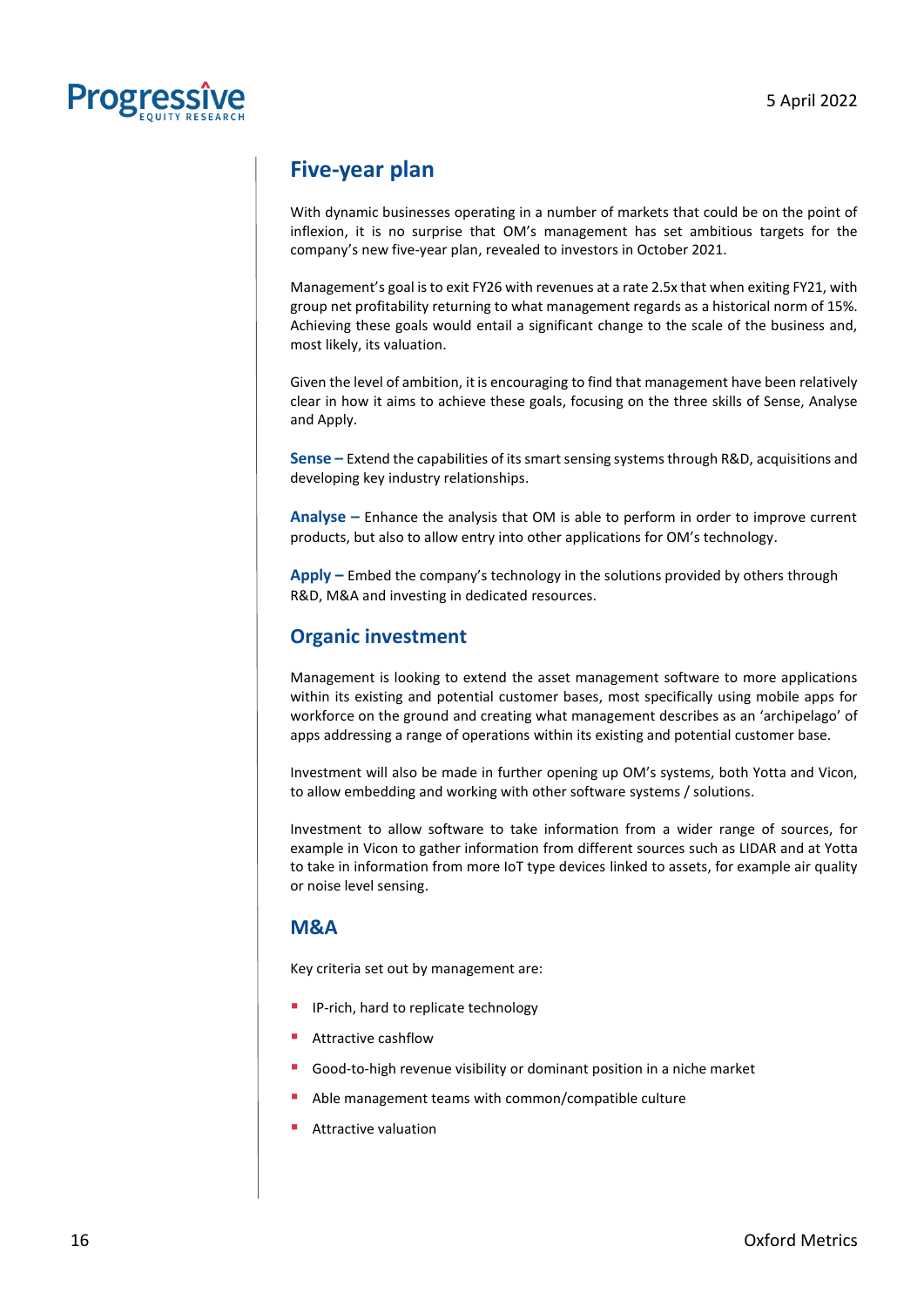## Five-year plan

With dynamic businesses operating in a number of markets that could be on the point of inflexion, it is no surprise that OM's management has set ambitious targets for the company's new five-year plan, revealed to investors in October 2021.

Management's goal is to exit FY26 with revenues at a rate 2.5x that when exiting FY21, with group net profitability returning to what management regards as a historical norm of 15%. Achieving these goals would entail a significant change to the scale of the business and, most likely, its valuation.

Given the level of ambition, it is encouraging to find that management have been relatively clear in how it aims to achieve these goals, focusing on the three skills of Sense, Analyse and Apply.

**Sense –** Extend the capabilities of its smart sensing systems through R&D, acquisitions and developing key industry relationships.

**Analyse –** Enhance the analysis that OM is able to perform in order to improve current products, but also to allow entry into other applications for OM's technology.

**Apply –** Embed the company's technology in the solutions provided by others through R&D, M&A and investing in dedicated resources.

## Organic investment

Management is looking to extend the asset management software to more applications within its existing and potential customer bases, most specifically using mobile apps for workforce on the ground and creating what management describes as an 'archipelago' of apps addressing a range of operations within its existing and potential customer base.

Investment will also be made in further opening up OM's systems, both Yotta and Vicon, to allow embedding and working with other software systems / solutions.

Investment to allow software to take information from a wider range of sources, for example in Vicon to gather information from different sources such as LIDAR and at Yotta to take in information from more IoT type devices linked to assets, for example air quality or noise level sensing.

## M&A

Key criteria set out by management are:

- IP-rich, hard to replicate technology
- Attractive cashflow
- Good-to-high revenue visibility or dominant position in a niche market
- Able management teams with common/compatible culture
- Attractive valuation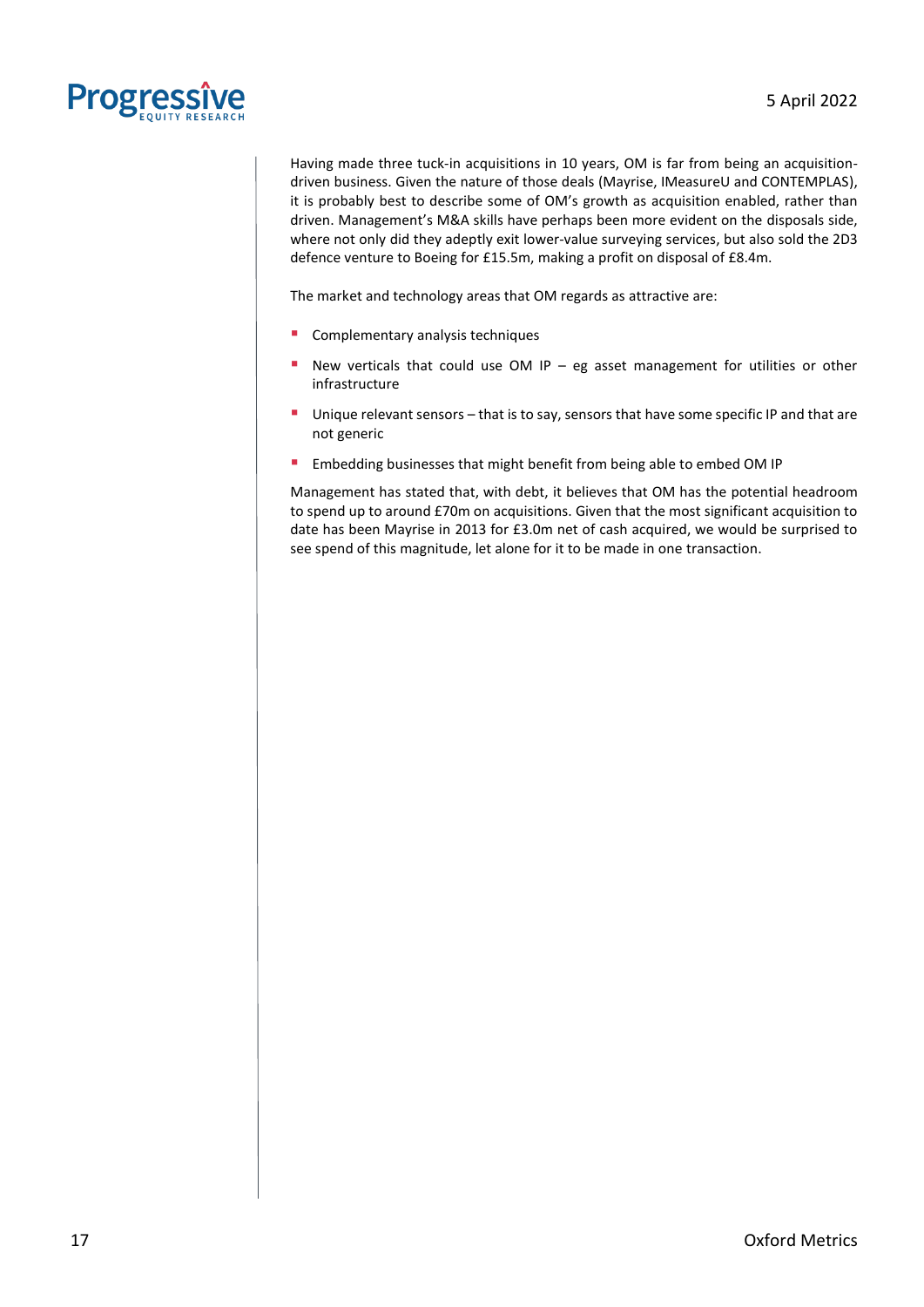Having made three tuck-in acquisitions in 10 years, OM is far from being an acquisition-driven business. Given the nature of those deals (Mayrise, IMeasureU and CONTEMPLAS), it is probably best to describe some of OM's growth as acquisition enabled, rather than driven. Management's M&A skills have perhaps been more evident on the disposals side, where not only did they adeptly exit lower-value surveying services, but also sold the 2D3 defence venture to Boeing for £15.5m, making a profit on disposal of £8.4m.

The market and technology areas that OM regards as attractive are:

- Complementary analysis techniques
- New verticals that could use OM IP – eg asset management for utilities or other infrastructure
- Unique relevant sensors – that is to say, sensors that have some specific IP and that are not generic
- Embedding businesses that might benefit from being able to embed OM IP

Management has stated that, with debt, it believes that OM has the potential headroom to spend up to around £70m on acquisitions. Given that the most significant acquisition to date has been Mayrise in 2013 for £3.0m net of cash acquired, we would be surprised to see spend of this magnitude, let alone for it to be made in one transaction.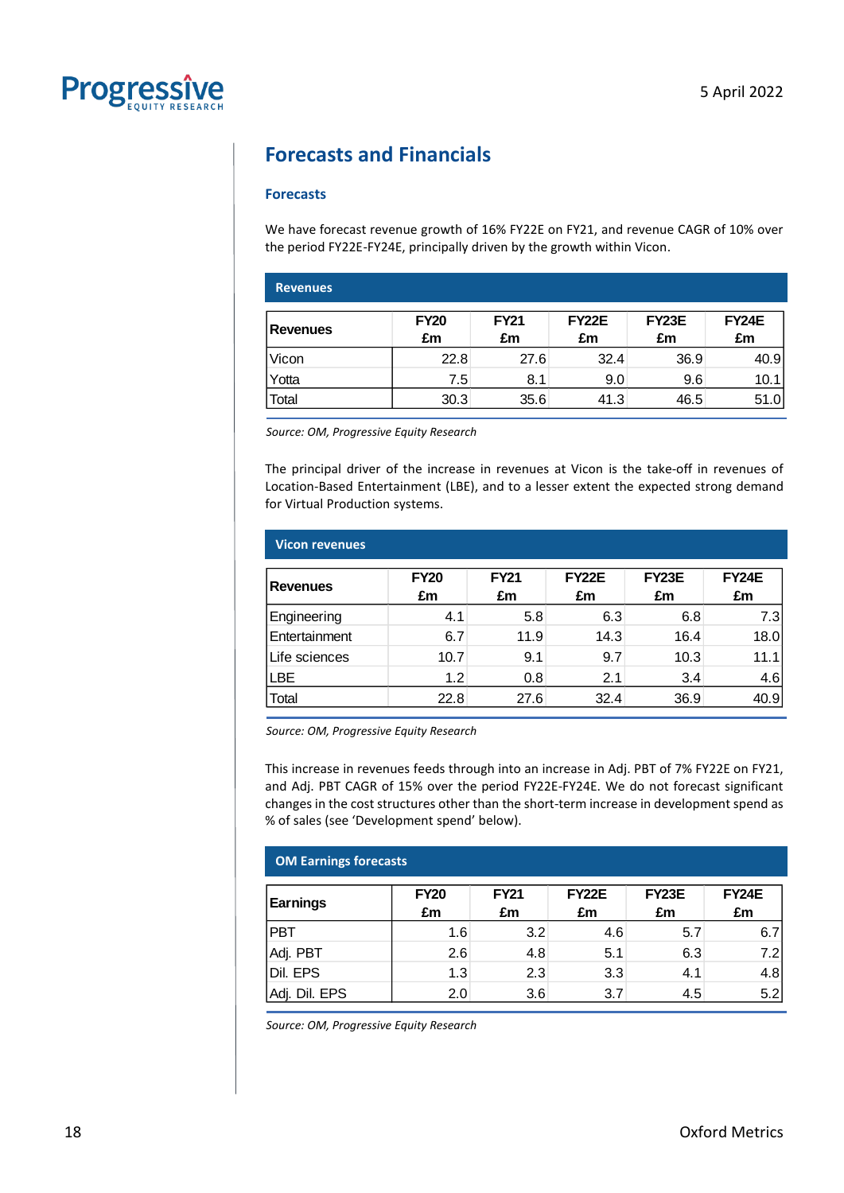## Forecasts and Financials

### Forecasts

We have forecast revenue growth of 16% FY22E on FY21, and revenue CAGR of 10% over the period FY22E-FY24E, principally driven by the growth within Vicon.

**Revenues**

| Revenues | FY20 £m | FY21 £m | FY22E £m | FY23E £m | FY24E £m |
|---|---|---|---|---|---|
| Vicon | 22.8 | 27.6 | 32.4 | 36.9 | 40.9 |
| Yotta | 7.5 | 8.1 | 9.0 | 9.6 | 10.1 |
| Total | 30.3 | 35.6 | 41.3 | 46.5 | 51.0 |

*Source: OM, Progressive Equity Research*

The principal driver of the increase in revenues at Vicon is the take-off in revenues of Location-Based Entertainment (LBE), and to a lesser extent the expected strong demand for Virtual Production systems.

**Vicon revenues**

| Revenues | FY20 £m | FY21 £m | FY22E £m | FY23E £m | FY24E £m |
|---|---|---|---|---|---|
| Engineering | 4.1 | 5.8 | 6.3 | 6.8 | 7.3 |
| Entertainment | 6.7 | 11.9 | 14.3 | 16.4 | 18.0 |
| Life sciences | 10.7 | 9.1 | 9.7 | 10.3 | 11.1 |
| LBE | 1.2 | 0.8 | 2.1 | 3.4 | 4.6 |
| Total | 22.8 | 27.6 | 32.4 | 36.9 | 40.9 |

*Source: OM, Progressive Equity Research*

This increase in revenues feeds through into an increase in Adj. PBT of 7% FY22E on FY21, and Adj. PBT CAGR of 15% over the period FY22E-FY24E. We do not forecast significant changes in the cost structures other than the short-term increase in development spend as % of sales (see 'Development spend' below).

**OM Earnings forecasts**

| Earnings | FY20 £m | FY21 £m | FY22E £m | FY23E £m | FY24E £m |
|---|---|---|---|---|---|
| PBT | 1.6 | 3.2 | 4.6 | 5.7 | 6.7 |
| Adj. PBT | 2.6 | 4.8 | 5.1 | 6.3 | 7.2 |
| Dil. EPS | 1.3 | 2.3 | 3.3 | 4.1 | 4.8 |
| Adj. Dil. EPS | 2.0 | 3.6 | 3.7 | 4.5 | 5.2 |

*Source: OM, Progressive Equity Research*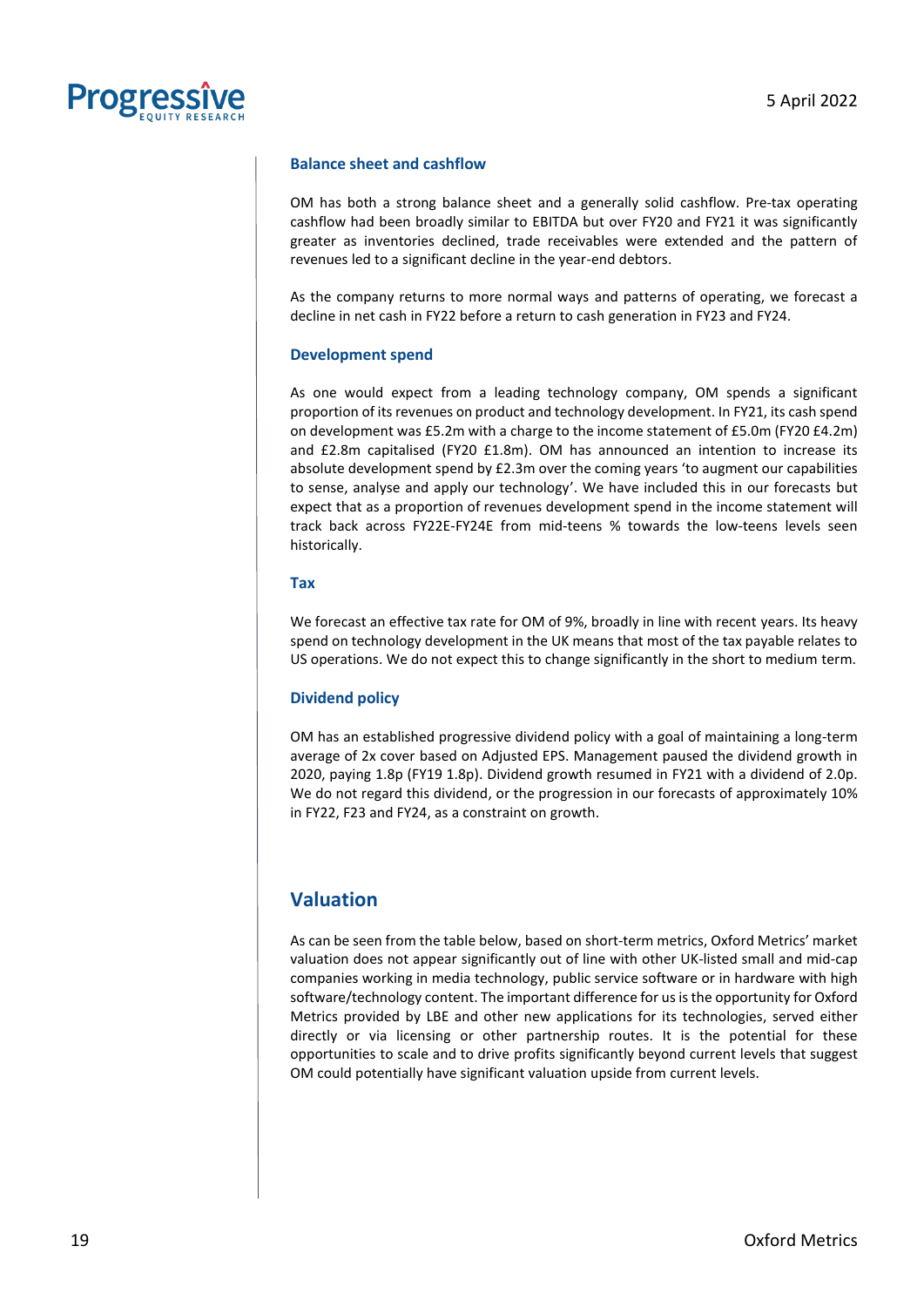### Balance sheet and cashflow

OM has both a strong balance sheet and a generally solid cashflow. Pre-tax operating cashflow had been broadly similar to EBITDA but over FY20 and FY21 it was significantly greater as inventories declined, trade receivables were extended and the pattern of revenues led to a significant decline in the year-end debtors.

As the company returns to more normal ways and patterns of operating, we forecast a decline in net cash in FY22 before a return to cash generation in FY23 and FY24.

### Development spend

As one would expect from a leading technology company, OM spends a significant proportion of its revenues on product and technology development. In FY21, its cash spend on development was £5.2m with a charge to the income statement of £5.0m (FY20 £4.2m) and £2.8m capitalised (FY20 £1.8m). OM has announced an intention to increase its absolute development spend by £2.3m over the coming years 'to augment our capabilities to sense, analyse and apply our technology'. We have included this in our forecasts but expect that as a proportion of revenues development spend in the income statement will track back across FY22E-FY24E from mid-teens % towards the low-teens levels seen historically.

### Tax

We forecast an effective tax rate for OM of 9%, broadly in line with recent years. Its heavy spend on technology development in the UK means that most of the tax payable relates to US operations. We do not expect this to change significantly in the short to medium term.

### Dividend policy

OM has an established progressive dividend policy with a goal of maintaining a long-term average of 2x cover based on Adjusted EPS. Management paused the dividend growth in 2020, paying 1.8p (FY19 1.8p). Dividend growth resumed in FY21 with a dividend of 2.0p. We do not regard this dividend, or the progression in our forecasts of approximately 10% in FY22, F23 and FY24, as a constraint on growth.

## Valuation

As can be seen from the table below, based on short-term metrics, Oxford Metrics' market valuation does not appear significantly out of line with other UK-listed small and mid-cap companies working in media technology, public service software or in hardware with high software/technology content. The important difference for us is the opportunity for Oxford Metrics provided by LBE and other new applications for its technologies, served either directly or via licensing or other partnership routes. It is the potential for these opportunities to scale and to drive profits significantly beyond current levels that suggest OM could potentially have significant valuation upside from current levels.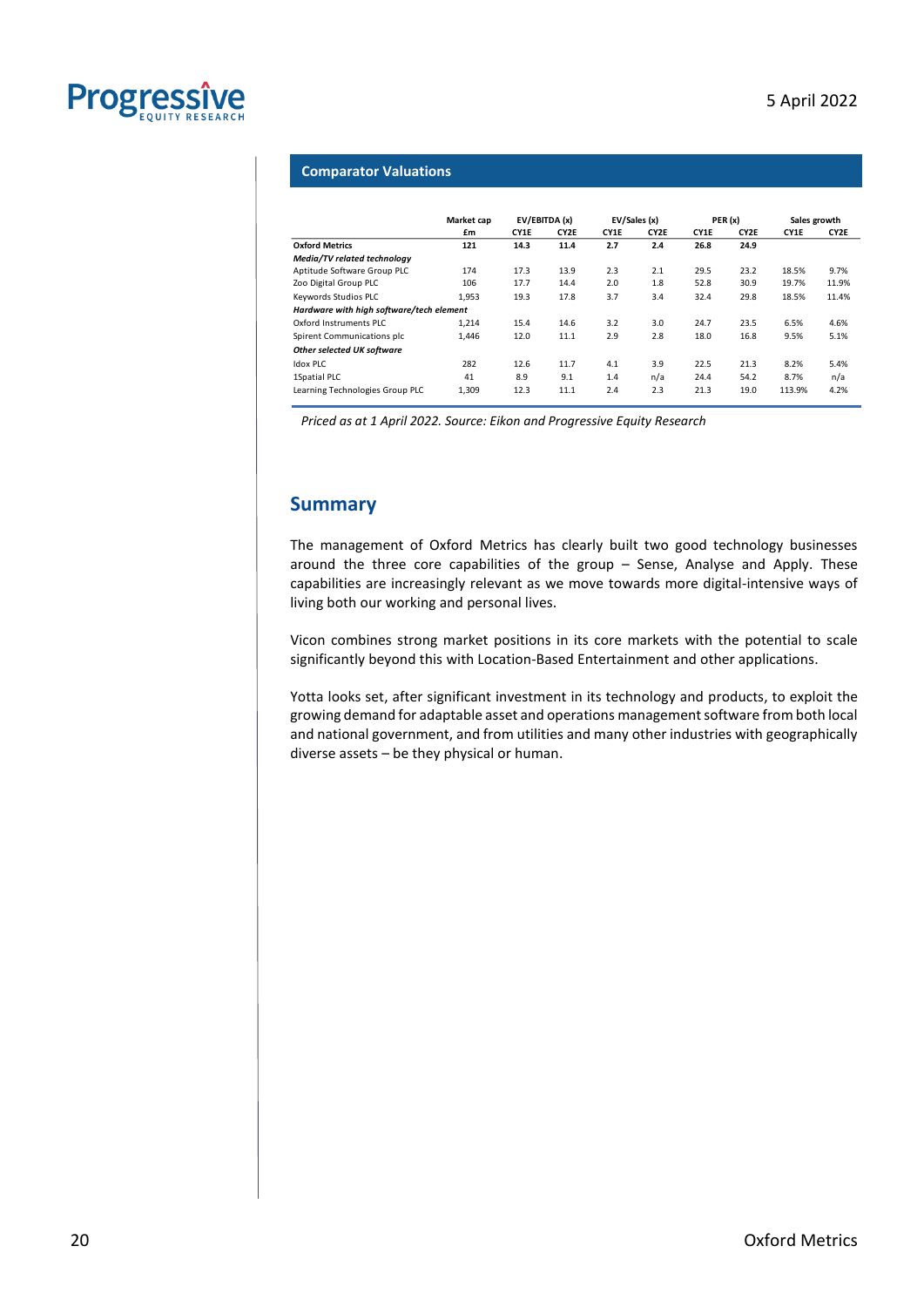## Comparator Valuations

| | Market cap | EV/EBITDA (x) | | EV/Sales (x) | | PER (x) | | Sales growth | |
|---|---|---|---|---|---|---|---|---|---|
| | £m | CY1E | CY2E | CY1E | CY2E | CY1E | CY2E | CY1E | CY2E |
| **Oxford Metrics** | **121** | **14.3** | **11.4** | **2.7** | **2.4** | **26.8** | **24.9** | | |
| ***Media/TV related technology*** | | | | | | | | | |
| Aptitude Software Group PLC | 174 | 17.3 | 13.9 | 2.3 | 2.1 | 29.5 | 23.2 | 18.5% | 9.7% |
| Zoo Digital Group PLC | 106 | 17.7 | 14.4 | 2.0 | 1.8 | 52.8 | 30.9 | 19.7% | 11.9% |
| Keywords Studios PLC | 1,953 | 19.3 | 17.8 | 3.7 | 3.4 | 32.4 | 29.8 | 18.5% | 11.4% |
| ***Hardware with high software/tech element*** | | | | | | | | | |
| Oxford Instruments PLC | 1,214 | 15.4 | 14.6 | 3.2 | 3.0 | 24.7 | 23.5 | 6.5% | 4.6% |
| Spirent Communications plc | 1,446 | 12.0 | 11.1 | 2.9 | 2.8 | 18.0 | 16.8 | 9.5% | 5.1% |
| ***Other selected UK software*** | | | | | | | | | |
| Idox PLC | 282 | 12.6 | 11.7 | 4.1 | 3.9 | 22.5 | 21.3 | 8.2% | 5.4% |
| 1Spatial PLC | 41 | 8.9 | 9.1 | 1.4 | n/a | 24.4 | 54.2 | 8.7% | n/a |
| Learning Technologies Group PLC | 1,309 | 12.3 | 11.1 | 2.4 | 2.3 | 21.3 | 19.0 | 113.9% | 4.2% |

*Priced as at 1 April 2022. Source: Eikon and Progressive Equity Research*

## Summary

The management of Oxford Metrics has clearly built two good technology businesses around the three core capabilities of the group – Sense, Analyse and Apply. These capabilities are increasingly relevant as we move towards more digital-intensive ways of living both our working and personal lives.

Vicon combines strong market positions in its core markets with the potential to scale significantly beyond this with Location-Based Entertainment and other applications.

Yotta looks set, after significant investment in its technology and products, to exploit the growing demand for adaptable asset and operations management software from both local and national government, and from utilities and many other industries with geographically diverse assets – be they physical or human.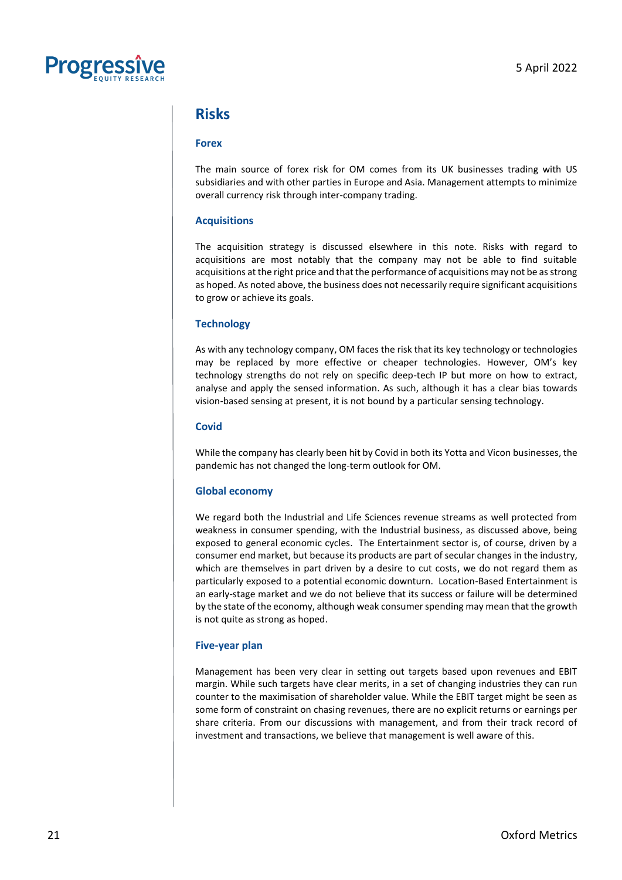## Risks

### Forex

The main source of forex risk for OM comes from its UK businesses trading with US subsidiaries and with other parties in Europe and Asia. Management attempts to minimize overall currency risk through inter-company trading.

### Acquisitions

The acquisition strategy is discussed elsewhere in this note. Risks with regard to acquisitions are most notably that the company may not be able to find suitable acquisitions at the right price and that the performance of acquisitions may not be as strong as hoped. As noted above, the business does not necessarily require significant acquisitions to grow or achieve its goals.

### Technology

As with any technology company, OM faces the risk that its key technology or technologies may be replaced by more effective or cheaper technologies. However, OM's key technology strengths do not rely on specific deep-tech IP but more on how to extract, analyse and apply the sensed information. As such, although it has a clear bias towards vision-based sensing at present, it is not bound by a particular sensing technology.

### Covid

While the company has clearly been hit by Covid in both its Yotta and Vicon businesses, the pandemic has not changed the long-term outlook for OM.

### Global economy

We regard both the Industrial and Life Sciences revenue streams as well protected from weakness in consumer spending, with the Industrial business, as discussed above, being exposed to general economic cycles. The Entertainment sector is, of course, driven by a consumer end market, but because its products are part of secular changes in the industry, which are themselves in part driven by a desire to cut costs, we do not regard them as particularly exposed to a potential economic downturn. Location-Based Entertainment is an early-stage market and we do not believe that its success or failure will be determined by the state of the economy, although weak consumer spending may mean that the growth is not quite as strong as hoped.

### Five-year plan

Management has been very clear in setting out targets based upon revenues and EBIT margin. While such targets have clear merits, in a set of changing industries they can run counter to the maximisation of shareholder value. While the EBIT target might be seen as some form of constraint on chasing revenues, there are no explicit returns or earnings per share criteria. From our discussions with management, and from their track record of investment and transactions, we believe that management is well aware of this.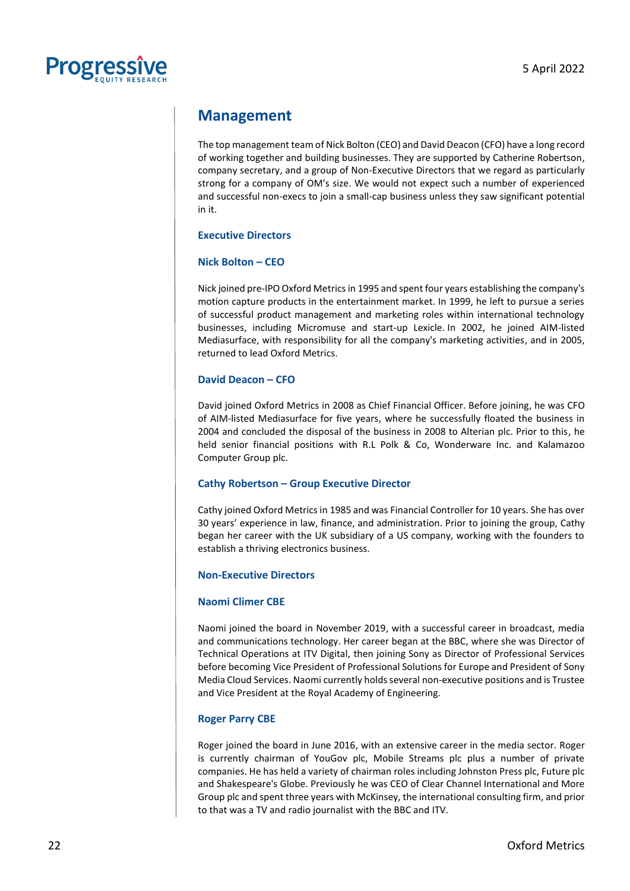## Management

The top management team of Nick Bolton (CEO) and David Deacon (CFO) have a long record of working together and building businesses. They are supported by Catherine Robertson, company secretary, and a group of Non-Executive Directors that we regard as particularly strong for a company of OM's size. We would not expect such a number of experienced and successful non-execs to join a small-cap business unless they saw significant potential in it.

### Executive Directors

#### Nick Bolton – CEO

Nick joined pre-IPO Oxford Metrics in 1995 and spent four years establishing the company's motion capture products in the entertainment market. In 1999, he left to pursue a series of successful product management and marketing roles within international technology businesses, including Micromuse and start-up Lexicle. In 2002, he joined AIM-listed Mediasurface, with responsibility for all the company's marketing activities, and in 2005, returned to lead Oxford Metrics.

#### David Deacon – CFO

David joined Oxford Metrics in 2008 as Chief Financial Officer. Before joining, he was CFO of AIM-listed Mediasurface for five years, where he successfully floated the business in 2004 and concluded the disposal of the business in 2008 to Alterian plc. Prior to this, he held senior financial positions with R.L Polk & Co, Wonderware Inc. and Kalamazoo Computer Group plc.

#### Cathy Robertson – Group Executive Director

Cathy joined Oxford Metrics in 1985 and was Financial Controller for 10 years. She has over 30 years' experience in law, finance, and administration. Prior to joining the group, Cathy began her career with the UK subsidiary of a US company, working with the founders to establish a thriving electronics business.

### Non-Executive Directors

#### Naomi Climer CBE

Naomi joined the board in November 2019, with a successful career in broadcast, media and communications technology. Her career began at the BBC, where she was Director of Technical Operations at ITV Digital, then joining Sony as Director of Professional Services before becoming Vice President of Professional Solutions for Europe and President of Sony Media Cloud Services. Naomi currently holds several non-executive positions and is Trustee and Vice President at the Royal Academy of Engineering.

#### Roger Parry CBE

Roger joined the board in June 2016, with an extensive career in the media sector. Roger is currently chairman of YouGov plc, Mobile Streams plc plus a number of private companies. He has held a variety of chairman roles including Johnston Press plc, Future plc and Shakespeare's Globe. Previously he was CEO of Clear Channel International and More Group plc and spent three years with McKinsey, the international consulting firm, and prior to that was a TV and radio journalist with the BBC and ITV.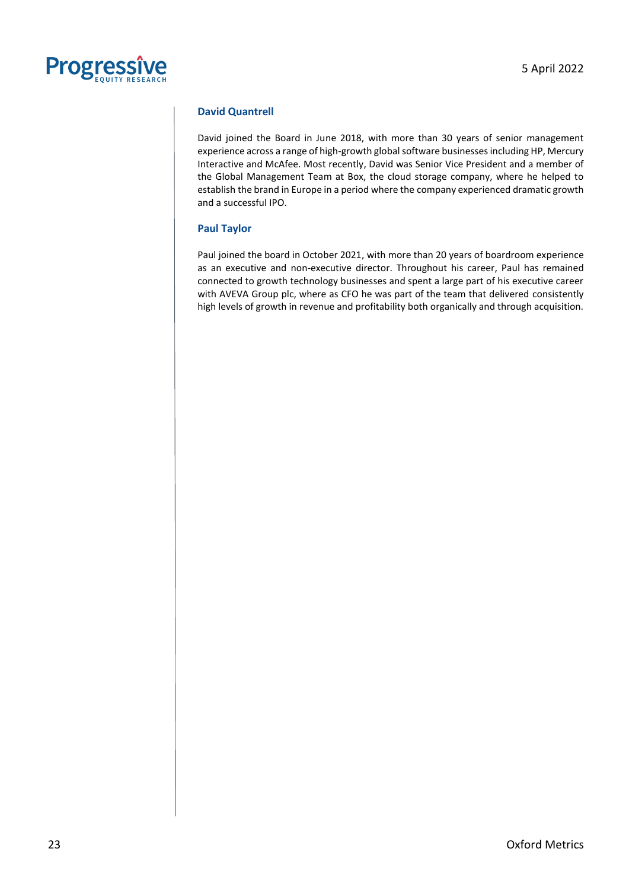### David Quantrell

David joined the Board in June 2018, with more than 30 years of senior management experience across a range of high-growth global software businesses including HP, Mercury Interactive and McAfee. Most recently, David was Senior Vice President and a member of the Global Management Team at Box, the cloud storage company, where he helped to establish the brand in Europe in a period where the company experienced dramatic growth and a successful IPO.

### Paul Taylor

Paul joined the board in October 2021, with more than 20 years of boardroom experience as an executive and non-executive director. Throughout his career, Paul has remained connected to growth technology businesses and spent a large part of his executive career with AVEVA Group plc, where as CFO he was part of the team that delivered consistently high levels of growth in revenue and profitability both organically and through acquisition.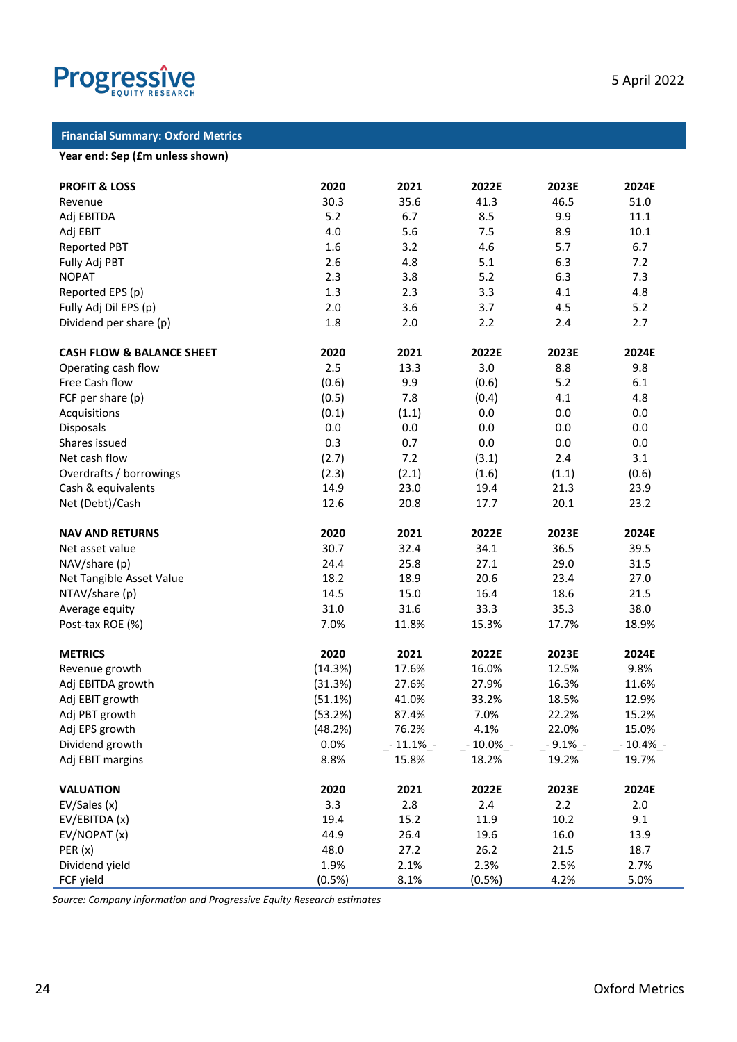## Financial Summary: Oxford Metrics

**Year end: Sep (£m unless shown)**

| **PROFIT & LOSS** | **2020** | **2021** | **2022E** | **2023E** | **2024E** |
|---|---|---|---|---|---|
| Revenue | 30.3 | 35.6 | 41.3 | 46.5 | 51.0 |
| Adj EBITDA | 5.2 | 6.7 | 8.5 | 9.9 | 11.1 |
| Adj EBIT | 4.0 | 5.6 | 7.5 | 8.9 | 10.1 |
| Reported PBT | 1.6 | 3.2 | 4.6 | 5.7 | 6.7 |
| Fully Adj PBT | 2.6 | 4.8 | 5.1 | 6.3 | 7.2 |
| NOPAT | 2.3 | 3.8 | 5.2 | 6.3 | 7.3 |
| Reported EPS (p) | 1.3 | 2.3 | 3.3 | 4.1 | 4.8 |
| Fully Adj Dil EPS (p) | 2.0 | 3.6 | 3.7 | 4.5 | 5.2 |
| Dividend per share (p) | 1.8 | 2.0 | 2.2 | 2.4 | 2.7 |
| | | | | | |
| **CASH FLOW & BALANCE SHEET** | **2020** | **2021** | **2022E** | **2023E** | **2024E** |
| Operating cash flow | 2.5 | 13.3 | 3.0 | 8.8 | 9.8 |
| Free Cash flow | (0.6) | 9.9 | (0.6) | 5.2 | 6.1 |
| FCF per share (p) | (0.5) | 7.8 | (0.4) | 4.1 | 4.8 |
| Acquisitions | (0.1) | (1.1) | 0.0 | 0.0 | 0.0 |
| Disposals | 0.0 | 0.0 | 0.0 | 0.0 | 0.0 |
| Shares issued | 0.3 | 0.7 | 0.0 | 0.0 | 0.0 |
| Net cash flow | (2.7) | 7.2 | (3.1) | 2.4 | 3.1 |
| Overdrafts / borrowings | (2.3) | (2.1) | (1.6) | (1.1) | (0.6) |
| Cash & equivalents | 14.9 | 23.0 | 19.4 | 21.3 | 23.9 |
| Net (Debt)/Cash | 12.6 | 20.8 | 17.7 | 20.1 | 23.2 |
| | | | | | |
| **NAV AND RETURNS** | **2020** | **2021** | **2022E** | **2023E** | **2024E** |
| Net asset value | 30.7 | 32.4 | 34.1 | 36.5 | 39.5 |
| NAV/share (p) | 24.4 | 25.8 | 27.1 | 29.0 | 31.5 |
| Net Tangible Asset Value | 18.2 | 18.9 | 20.6 | 23.4 | 27.0 |
| NTAV/share (p) | 14.5 | 15.0 | 16.4 | 18.6 | 21.5 |
| Average equity | 31.0 | 31.6 | 33.3 | 35.3 | 38.0 |
| Post-tax ROE (%) | 7.0% | 11.8% | 15.3% | 17.7% | 18.9% |
| | | | | | |
| **METRICS** | **2020** | **2021** | **2022E** | **2023E** | **2024E** |
| Revenue growth | (14.3%) | 17.6% | 16.0% | 12.5% | 9.8% |
| Adj EBITDA growth | (31.3%) | 27.6% | 27.9% | 16.3% | 11.6% |
| Adj EBIT growth | (51.1%) | 41.0% | 33.2% | 18.5% | 12.9% |
| Adj PBT growth | (53.2%) | 87.4% | 7.0% | 22.2% | 15.2% |
| Adj EPS growth | (48.2%) | 76.2% | 4.1% | 22.0% | 15.0% |
| Dividend growth | 0.0% | _- 11.1%_- | _- 10.0%_- | _- 9.1%_- | _- 10.4%_- |
| Adj EBIT margins | 8.8% | 15.8% | 18.2% | 19.2% | 19.7% |
| | | | | | |
| **VALUATION** | **2020** | **2021** | **2022E** | **2023E** | **2024E** |
| EV/Sales (x) | 3.3 | 2.8 | 2.4 | 2.2 | 2.0 |
| EV/EBITDA (x) | 19.4 | 15.2 | 11.9 | 10.2 | 9.1 |
| EV/NOPAT (x) | 44.9 | 26.4 | 19.6 | 16.0 | 13.9 |
| PER (x) | 48.0 | 27.2 | 26.2 | 21.5 | 18.7 |
| Dividend yield | 1.9% | 2.1% | 2.3% | 2.5% | 2.7% |
| FCF yield | (0.5%) | 8.1% | (0.5%) | 4.2% | 5.0% |

*Source: Company information and Progressive Equity Research estimates*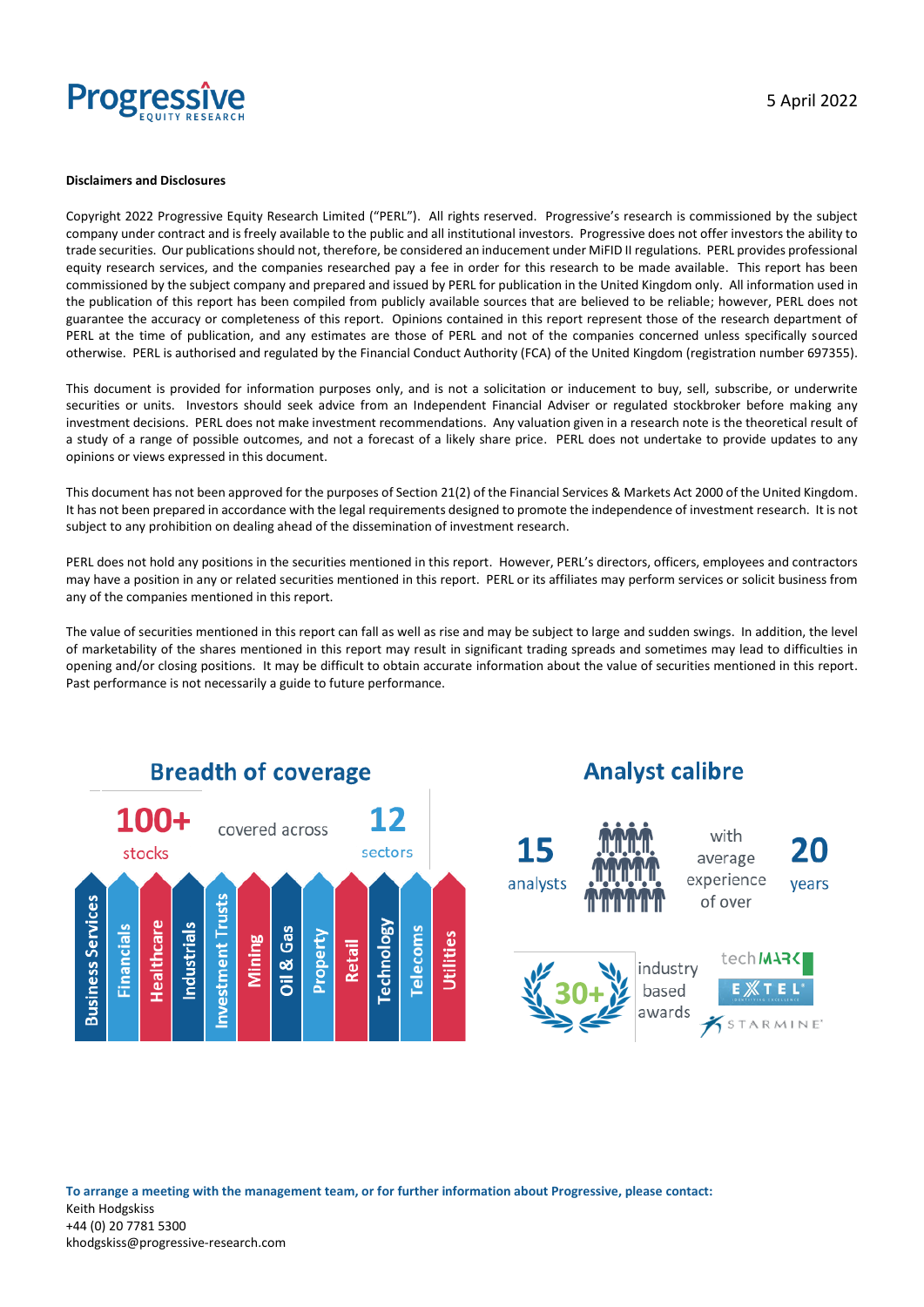5 April 2022

**Disclaimers and Disclosures**

Copyright 2022 Progressive Equity Research Limited ("PERL"). All rights reserved. Progressive's research is commissioned by the subject company under contract and is freely available to the public and all institutional investors. Progressive does not offer investors the ability to trade securities. Our publications should not, therefore, be considered an inducement under MiFID II regulations. PERL provides professional equity research services, and the companies researched pay a fee in order for this research to be made available. This report has been commissioned by the subject company and prepared and issued by PERL for publication in the United Kingdom only. All information used in the publication of this report has been compiled from publicly available sources that are believed to be reliable; however, PERL does not guarantee the accuracy or completeness of this report. Opinions contained in this report represent those of the research department of PERL at the time of publication, and any estimates are those of PERL and not of the companies concerned unless specifically sourced otherwise. PERL is authorised and regulated by the Financial Conduct Authority (FCA) of the United Kingdom (registration number 697355).

This document is provided for information purposes only, and is not a solicitation or inducement to buy, sell, subscribe, or underwrite securities or units. Investors should seek advice from an Independent Financial Adviser or regulated stockbroker before making any investment decisions. PERL does not make investment recommendations. Any valuation given in a research note is the theoretical result of a study of a range of possible outcomes, and not a forecast of a likely share price. PERL does not undertake to provide updates to any opinions or views expressed in this document.

This document has not been approved for the purposes of Section 21(2) of the Financial Services & Markets Act 2000 of the United Kingdom. It has not been prepared in accordance with the legal requirements designed to promote the independence of investment research. It is not subject to any prohibition on dealing ahead of the dissemination of investment research.

PERL does not hold any positions in the securities mentioned in this report. However, PERL's directors, officers, employees and contractors may have a position in any or related securities mentioned in this report. PERL or its affiliates may perform services or solicit business from any of the companies mentioned in this report.

The value of securities mentioned in this report can fall as well as rise and may be subject to large and sudden swings. In addition, the level of marketability of the shares mentioned in this report may result in significant trading spreads and sometimes may lead to difficulties in opening and/or closing positions. It may be difficult to obtain accurate information about the value of securities mentioned in this report. Past performance is not necessarily a guide to future performance.

## Breadth of coverage

100+ stocks covered across 12 sectors

Business Services, Financials, Healthcare, Industrials, Investment Trusts, Mining, Oil & Gas, Property, Retail, Technology, Telecoms, Utilities

## Analyst calibre

15 analysts with average experience of over 20 years

30+ industry based awards

techMARK, EXTEL, STARMINE

**To arrange a meeting with the management team, or for further information about Progressive, please contact:**

Keith Hodgskiss
+44 (0) 20 7781 5300
khodgskiss@progressive-research.com